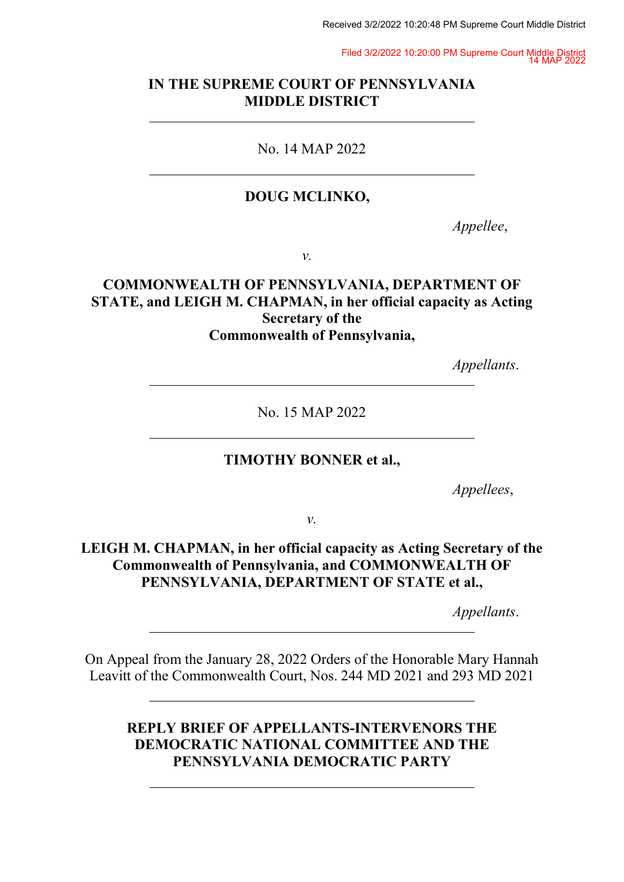Received 3/2/2022 10:20:48 PM Supreme Court Middle District

Filed 3/2/2022 10:20:00 PM Supreme Court Middle District
14 MAP 2022

**IN THE SUPREME COURT OF PENNSYLVANIA**
**MIDDLE DISTRICT**

---

No. 14 MAP 2022

---

**DOUG MCLINKO,**

*Appellee*,

*v.*

**COMMONWEALTH OF PENNSYLVANIA, DEPARTMENT OF STATE, and LEIGH M. CHAPMAN, in her official capacity as Acting Secretary of the Commonwealth of Pennsylvania,**

*Appellants*.

---

No. 15 MAP 2022

---

**TIMOTHY BONNER et al.,**

*Appellees*,

*v.*

**LEIGH M. CHAPMAN, in her official capacity as Acting Secretary of the Commonwealth of Pennsylvania, and COMMONWEALTH OF PENNSYLVANIA, DEPARTMENT OF STATE et al.,**

*Appellants*.

---

On Appeal from the January 28, 2022 Orders of the Honorable Mary Hannah Leavitt of the Commonwealth Court, Nos. 244 MD 2021 and 293 MD 2021

---

**REPLY BRIEF OF APPELLANTS-INTERVENORS THE DEMOCRATIC NATIONAL COMMITTEE AND THE PENNSYLVANIA DEMOCRATIC PARTY**

---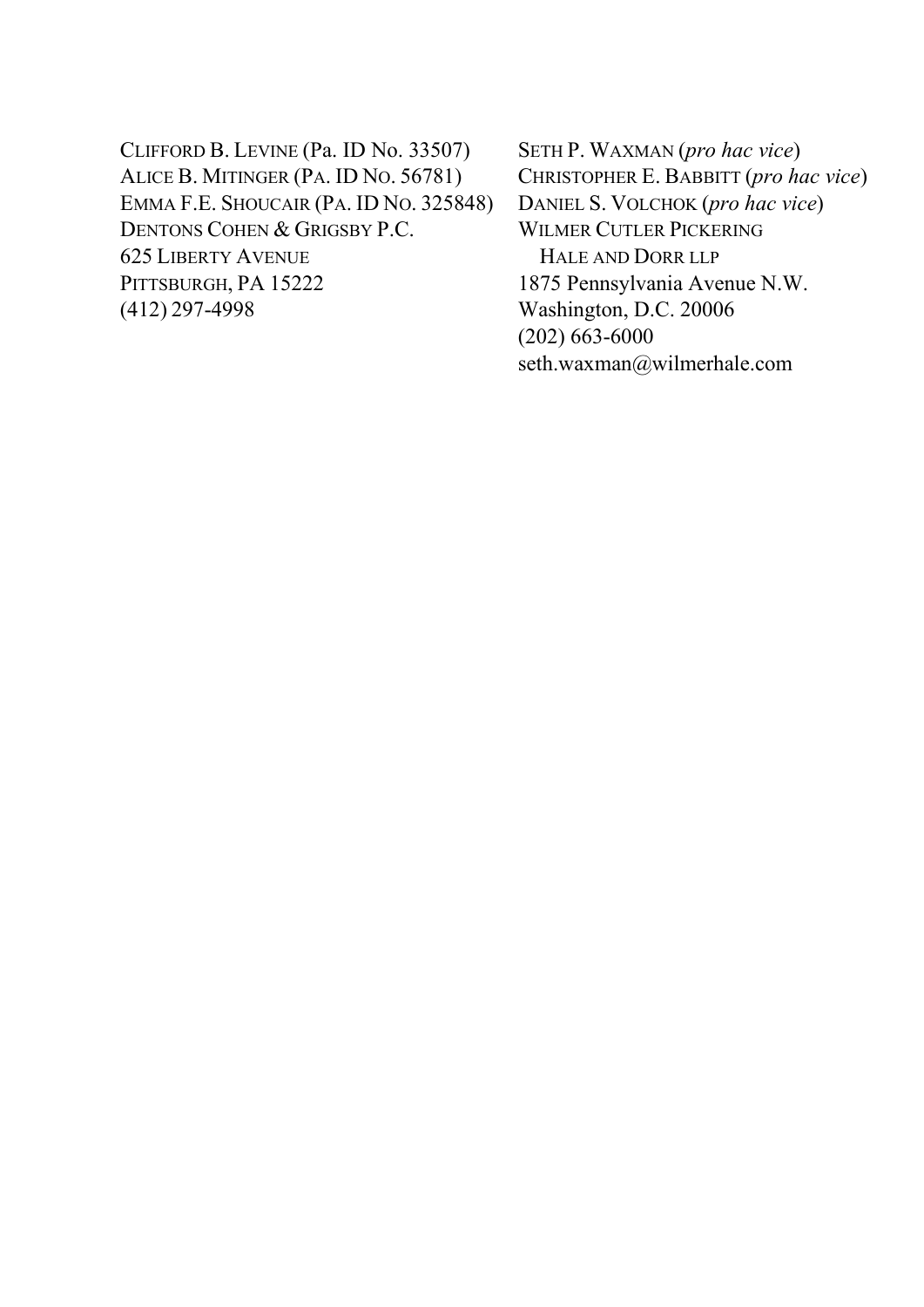CLIFFORD B. LEVINE (Pa. ID No. 33507)
ALICE B. MITINGER (PA. ID NO. 56781)
EMMA F.E. SHOUCAIR (PA. ID NO. 325848)
DENTONS COHEN & GRIGSBY P.C.
625 LIBERTY AVENUE
PITTSBURGH, PA 15222
(412) 297-4998

SETH P. WAXMAN (*pro hac vice*)
CHRISTOPHER E. BABBITT (*pro hac vice*)
DANIEL S. VOLCHOK (*pro hac vice*)
WILMER CUTLER PICKERING
HALE AND DORR LLP
1875 Pennsylvania Avenue N.W.
Washington, D.C. 20006
(202) 663-6000
seth.waxman@wilmerhale.com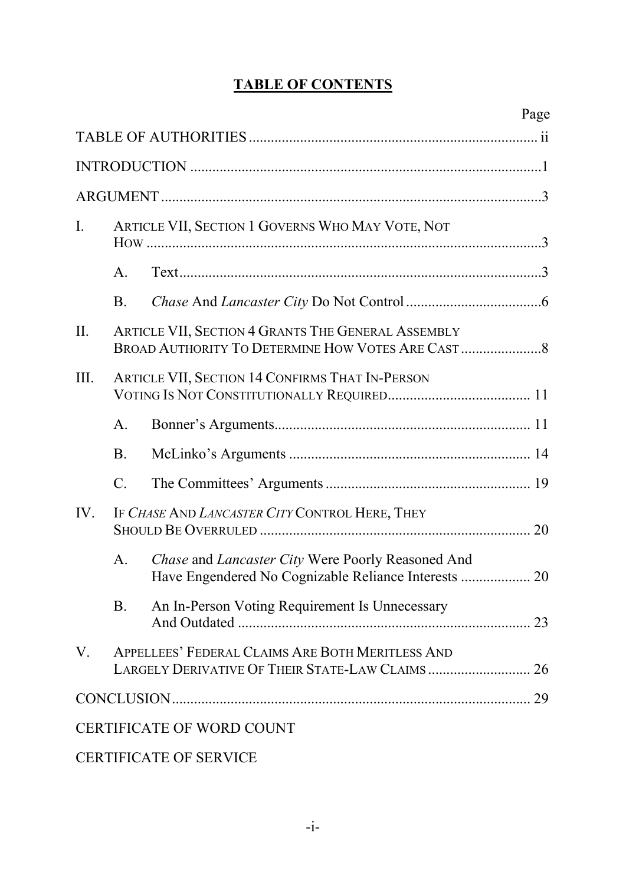# TABLE OF CONTENTS

| | | | Page |
|---|---|---|---|
| TABLE OF AUTHORITIES | | | ii |
| INTRODUCTION | | | 1 |
| ARGUMENT | | | 3 |
| I. | ARTICLE VII, SECTION 1 GOVERNS WHO MAY VOTE, NOT HOW | | 3 |
| | A. | Text | 3 |
| | B. | *Chase* And *Lancaster City* Do Not Control | 6 |
| II. | ARTICLE VII, SECTION 4 GRANTS THE GENERAL ASSEMBLY BROAD AUTHORITY TO DETERMINE HOW VOTES ARE CAST | | 8 |
| III. | ARTICLE VII, SECTION 14 CONFIRMS THAT IN-PERSON VOTING IS NOT CONSTITUTIONALLY REQUIRED | | 11 |
| | A. | Bonner's Arguments | 11 |
| | B. | McLinko's Arguments | 14 |
| | C. | The Committees' Arguments | 19 |
| IV. | IF *CHASE* AND *LANCASTER CITY* CONTROL HERE, THEY SHOULD BE OVERRULED | | 20 |
| | A. | *Chase* and *Lancaster City* Were Poorly Reasoned And Have Engendered No Cognizable Reliance Interests | 20 |
| | B. | An In-Person Voting Requirement Is Unnecessary And Outdated | 23 |
| V. | APPELLEES' FEDERAL CLAIMS ARE BOTH MERITLESS AND LARGELY DERIVATIVE OF THEIR STATE-LAW CLAIMS | | 26 |
| CONCLUSION | | | 29 |
| CERTIFICATE OF WORD COUNT | | | |
| CERTIFICATE OF SERVICE | | | |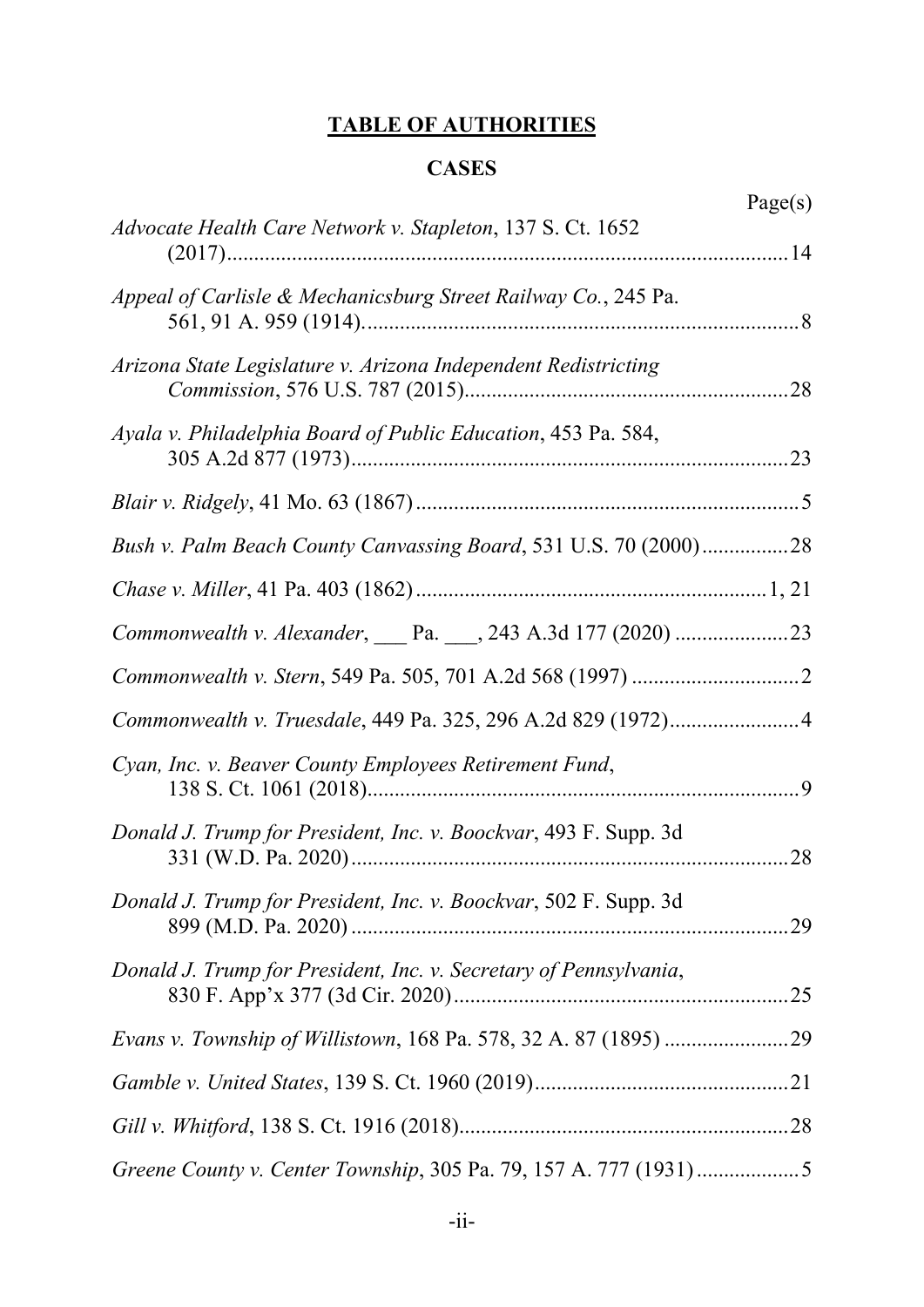# TABLE OF AUTHORITIES

## CASES

Page(s)

*Advocate Health Care Network v. Stapleton*, 137 S. Ct. 1652 (2017) ........ 14

*Appeal of Carlisle & Mechanicsburg Street Railway Co.*, 245 Pa. 561, 91 A. 959 (1914) ........ 8

*Arizona State Legislature v. Arizona Independent Redistricting Commission*, 576 U.S. 787 (2015) ........ 28

*Ayala v. Philadelphia Board of Public Education*, 453 Pa. 584, 305 A.2d 877 (1973) ........ 23

*Blair v. Ridgely*, 41 Mo. 63 (1867) ........ 5

*Bush v. Palm Beach County Canvassing Board*, 531 U.S. 70 (2000) ........ 28

*Chase v. Miller*, 41 Pa. 403 (1862) ........ 1, 21

*Commonwealth v. Alexander*, ___ Pa. ___, 243 A.3d 177 (2020) ........ 23

*Commonwealth v. Stern*, 549 Pa. 505, 701 A.2d 568 (1997) ........ 2

*Commonwealth v. Truesdale*, 449 Pa. 325, 296 A.2d 829 (1972) ........ 4

*Cyan, Inc. v. Beaver County Employees Retirement Fund*, 138 S. Ct. 1061 (2018) ........ 9

*Donald J. Trump for President, Inc. v. Boockvar*, 493 F. Supp. 3d 331 (W.D. Pa. 2020) ........ 28

*Donald J. Trump for President, Inc. v. Boockvar*, 502 F. Supp. 3d 899 (M.D. Pa. 2020) ........ 29

*Donald J. Trump for President, Inc. v. Secretary of Pennsylvania*, 830 F. App'x 377 (3d Cir. 2020) ........ 25

*Evans v. Township of Willistown*, 168 Pa. 578, 32 A. 87 (1895) ........ 29

*Gamble v. United States*, 139 S. Ct. 1960 (2019) ........ 21

*Gill v. Whitford*, 138 S. Ct. 1916 (2018) ........ 28

*Greene County v. Center Township*, 305 Pa. 79, 157 A. 777 (1931) ........ 5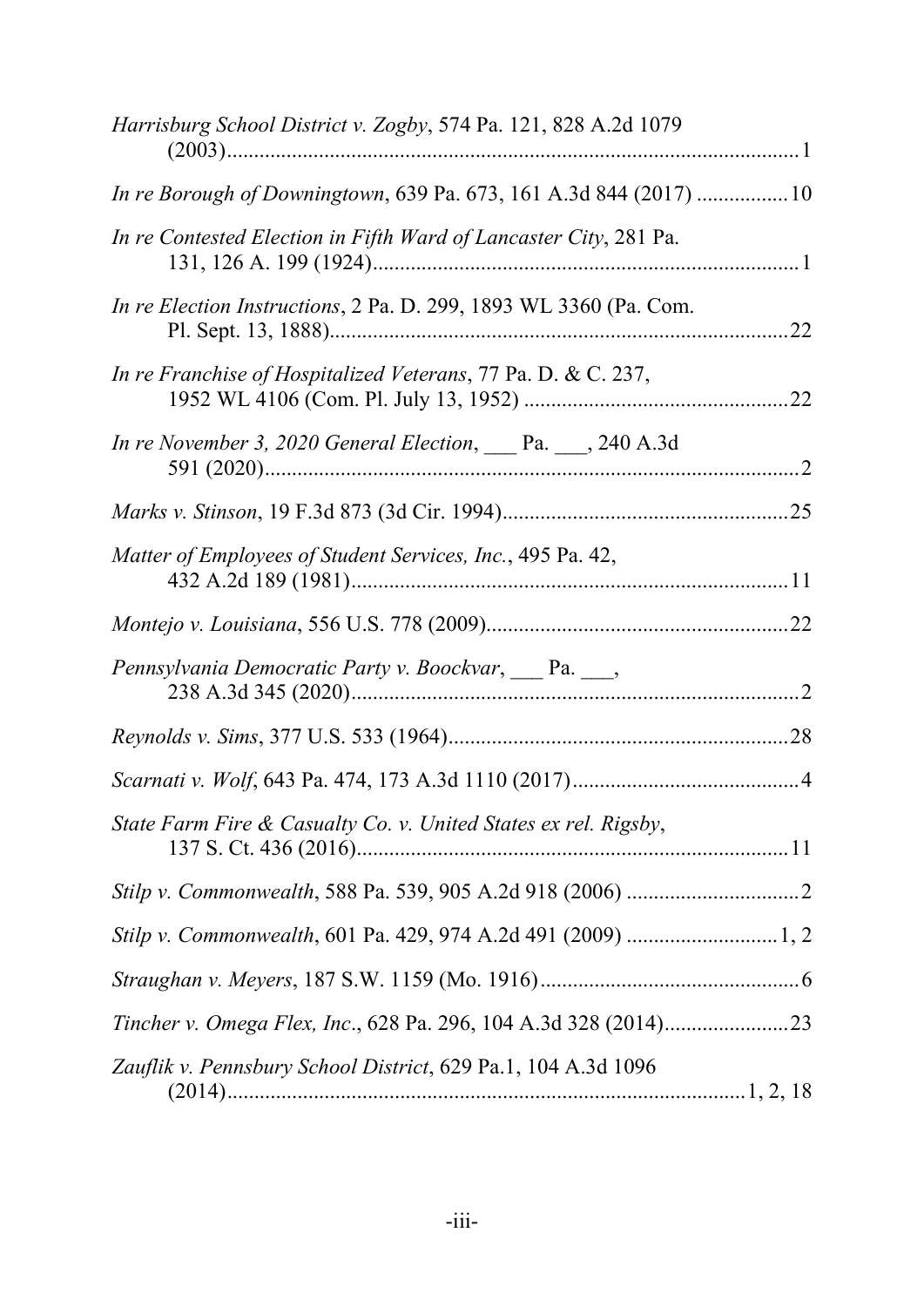*Harrisburg School District v. Zogby*, 574 Pa. 121, 828 A.2d 1079 (2003)........................................................................................................1

*In re Borough of Downingtown*, 639 Pa. 673, 161 A.3d 844 (2017) ................10

*In re Contested Election in Fifth Ward of Lancaster City*, 281 Pa. 131, 126 A. 199 (1924)...............................................................................1

*In re Election Instructions*, 2 Pa. D. 299, 1893 WL 3360 (Pa. Com. Pl. Sept. 13, 1888)...................................................................................22

*In re Franchise of Hospitalized Veterans*, 77 Pa. D. & C. 237, 1952 WL 4106 (Com. Pl. July 13, 1952) ................................................22

*In re November 3, 2020 General Election*, ___ Pa. ___, 240 A.3d 591 (2020).................................................................................................2

*Marks v. Stinson*, 19 F.3d 873 (3d Cir. 1994)....................................................25

*Matter of Employees of Student Services, Inc.*, 495 Pa. 42, 432 A.2d 189 (1981)................................................................................11

*Montejo v. Louisiana*, 556 U.S. 778 (2009).......................................................22

*Pennsylvania Democratic Party v. Boockvar*, ___ Pa. ___, 238 A.3d 345 (2020).................................................................................2

*Reynolds v. Sims*, 377 U.S. 533 (1964)..............................................................28

*Scarnati v. Wolf*, 643 Pa. 474, 173 A.3d 1110 (2017).........................................4

*State Farm Fire & Casualty Co. v. United States ex rel. Rigsby*, 137 S. Ct. 436 (2016)...............................................................................11

*Stilp v. Commonwealth*, 588 Pa. 539, 905 A.2d 918 (2006) ...............................2

*Stilp v. Commonwealth*, 601 Pa. 429, 974 A.2d 491 (2009) ...........................1, 2

*Straughan v. Meyers*, 187 S.W. 1159 (Mo. 1916)...............................................6

*Tincher v. Omega Flex, Inc*., 628 Pa. 296, 104 A.3d 328 (2014).......................23

*Zauflik v. Pennsbury School District*, 629 Pa.1, 104 A.3d 1096 (2014)...............................................................................................1, 2, 18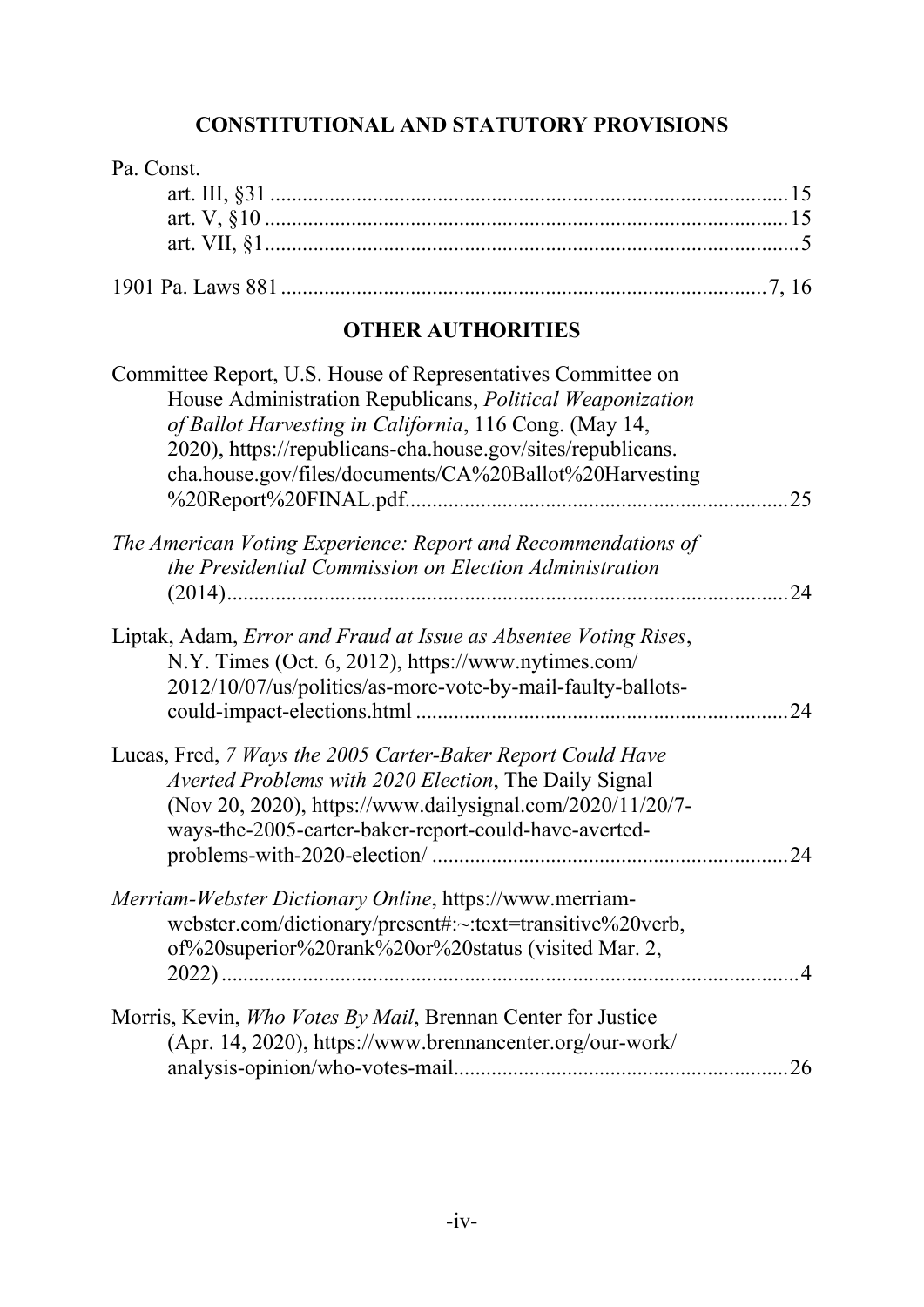## CONSTITUTIONAL AND STATUTORY PROVISIONS

Pa. Const.

art. III, §31 .......................................................................................15

art. V, §10 .........................................................................................15

art. VII, §1..........................................................................................5

1901 Pa. Laws 881 ..........................................................................7, 16

## OTHER AUTHORITIES

Committee Report, U.S. House of Representatives Committee on House Administration Republicans, *Political Weaponization of Ballot Harvesting in California*, 116 Cong. (May 14, 2020), https://republicans-cha.house.gov/sites/republicans.cha.house.gov/files/documents/CA%20Ballot%20Harvesting%20Report%20FINAL.pdf.....................................................................25

*The American Voting Experience: Report and Recommendations of the Presidential Commission on Election Administration* (2014).........................................................................................24

Liptak, Adam, *Error and Fraud at Issue as Absentee Voting Rises*, N.Y. Times (Oct. 6, 2012), https://www.nytimes.com/2012/10/07/us/politics/as-more-vote-by-mail-faulty-ballots-could-impact-elections.html ....................................................................24

Lucas, Fred, *7 Ways the 2005 Carter-Baker Report Could Have Averted Problems with 2020 Election*, The Daily Signal (Nov 20, 2020), https://www.dailysignal.com/2020/11/20/7-ways-the-2005-carter-baker-report-could-have-averted-problems-with-2020-election/ .................................................................24

*Merriam-Webster Dictionary Online*, https://www.merriam-webster.com/dictionary/present#:~:text=transitive%20verb,of%20superior%20rank%20or%20status (visited Mar. 2, 2022) ..........................................................................................4

Morris, Kevin, *Who Votes By Mail*, Brennan Center for Justice (Apr. 14, 2020), https://www.brennancenter.org/our-work/analysis-opinion/who-votes-mail.............................................................26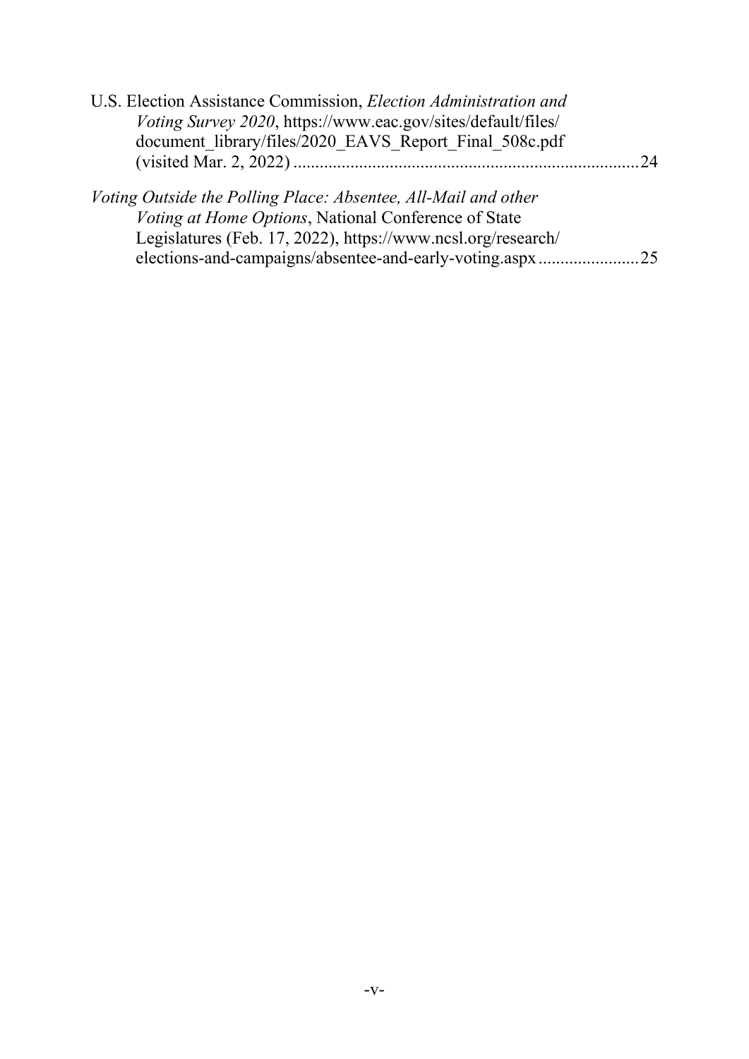U.S. Election Assistance Commission, *Election Administration and Voting Survey 2020*, https://www.eac.gov/sites/default/files/document_library/files/2020_EAVS_Report_Final_508c.pdf (visited Mar. 2, 2022) .......................................................................... 24

*Voting Outside the Polling Place: Absentee, All-Mail and other Voting at Home Options*, National Conference of State Legislatures (Feb. 17, 2022), https://www.ncsl.org/research/elections-and-campaigns/absentee-and-early-voting.aspx ....................... 25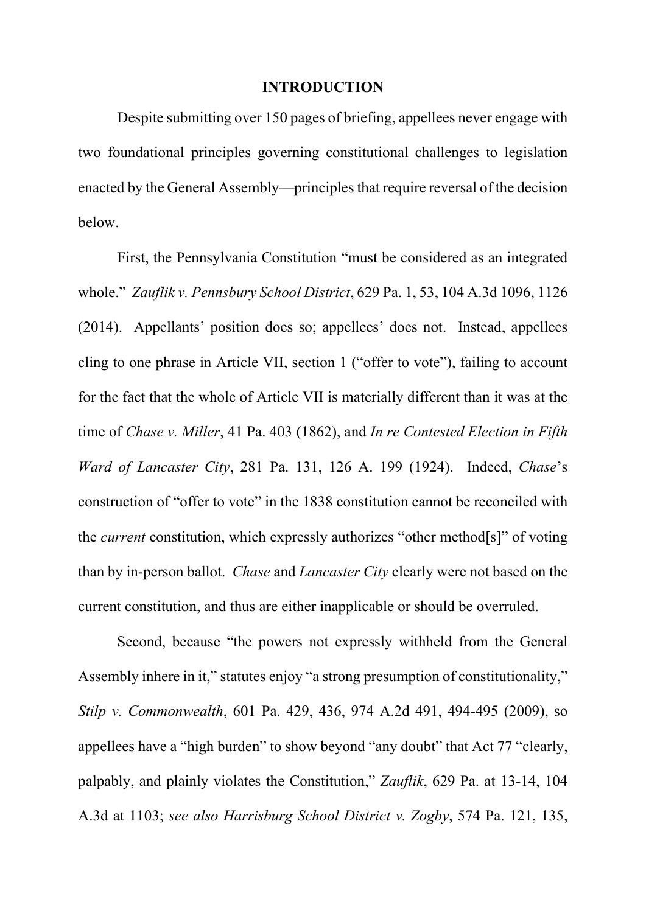# INTRODUCTION

Despite submitting over 150 pages of briefing, appellees never engage with two foundational principles governing constitutional challenges to legislation enacted by the General Assembly—principles that require reversal of the decision below.

First, the Pennsylvania Constitution "must be considered as an integrated whole." *Zauflik v. Pennsbury School District*, 629 Pa. 1, 53, 104 A.3d 1096, 1126 (2014). Appellants' position does so; appellees' does not. Instead, appellees cling to one phrase in Article VII, section 1 ("offer to vote"), failing to account for the fact that the whole of Article VII is materially different than it was at the time of *Chase v. Miller*, 41 Pa. 403 (1862), and *In re Contested Election in Fifth Ward of Lancaster City*, 281 Pa. 131, 126 A. 199 (1924). Indeed, *Chase*'s construction of "offer to vote" in the 1838 constitution cannot be reconciled with the *current* constitution, which expressly authorizes "other method[s]" of voting than by in-person ballot. *Chase* and *Lancaster City* clearly were not based on the current constitution, and thus are either inapplicable or should be overruled.

Second, because "the powers not expressly withheld from the General Assembly inhere in it," statutes enjoy "a strong presumption of constitutionality," *Stilp v. Commonwealth*, 601 Pa. 429, 436, 974 A.2d 491, 494-495 (2009), so appellees have a "high burden" to show beyond "any doubt" that Act 77 "clearly, palpably, and plainly violates the Constitution," *Zauflik*, 629 Pa. at 13-14, 104 A.3d at 1103; *see also Harrisburg School District v. Zogby*, 574 Pa. 121, 135,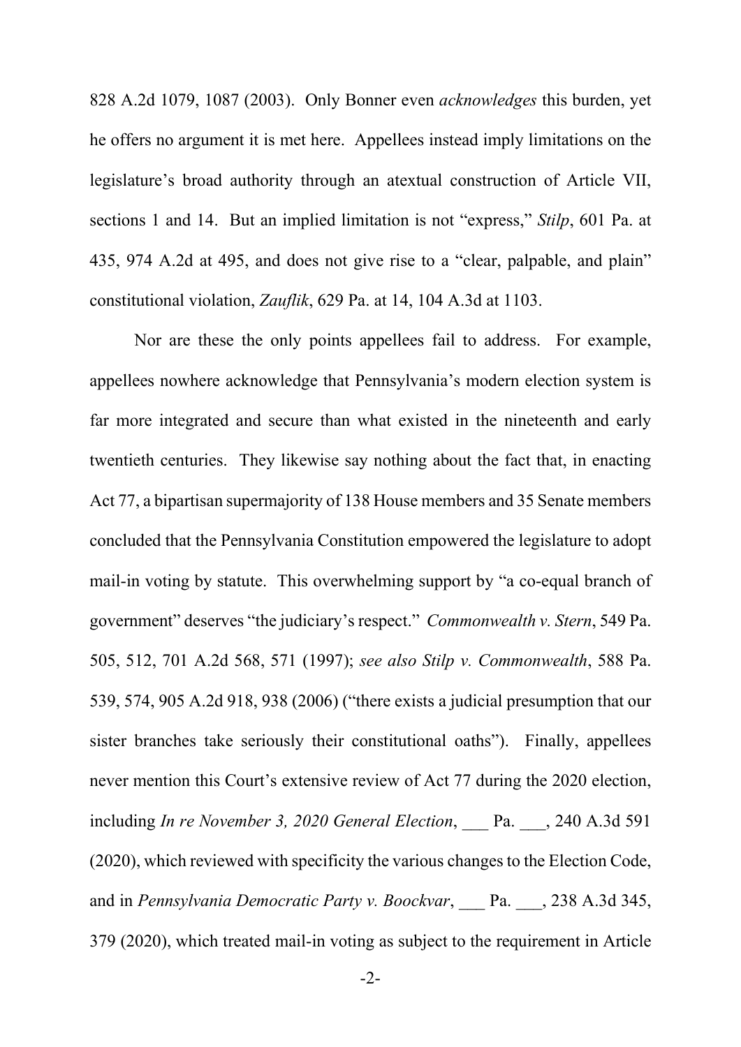828 A.2d 1079, 1087 (2003). Only Bonner even *acknowledges* this burden, yet he offers no argument it is met here. Appellees instead imply limitations on the legislature's broad authority through an atextual construction of Article VII, sections 1 and 14. But an implied limitation is not "express," *Stilp*, 601 Pa. at 435, 974 A.2d at 495, and does not give rise to a "clear, palpable, and plain" constitutional violation, *Zauflik*, 629 Pa. at 14, 104 A.3d at 1103.

Nor are these the only points appellees fail to address. For example, appellees nowhere acknowledge that Pennsylvania's modern election system is far more integrated and secure than what existed in the nineteenth and early twentieth centuries. They likewise say nothing about the fact that, in enacting Act 77, a bipartisan supermajority of 138 House members and 35 Senate members concluded that the Pennsylvania Constitution empowered the legislature to adopt mail-in voting by statute. This overwhelming support by "a co-equal branch of government" deserves "the judiciary's respect." *Commonwealth v. Stern*, 549 Pa. 505, 512, 701 A.2d 568, 571 (1997); *see also Stilp v. Commonwealth*, 588 Pa. 539, 574, 905 A.2d 918, 938 (2006) ("there exists a judicial presumption that our sister branches take seriously their constitutional oaths"). Finally, appellees never mention this Court's extensive review of Act 77 during the 2020 election, including *In re November 3, 2020 General Election*, ___ Pa. ___, 240 A.3d 591 (2020), which reviewed with specificity the various changes to the Election Code, and in *Pennsylvania Democratic Party v. Boockvar*, ___ Pa. ___, 238 A.3d 345, 379 (2020), which treated mail-in voting as subject to the requirement in Article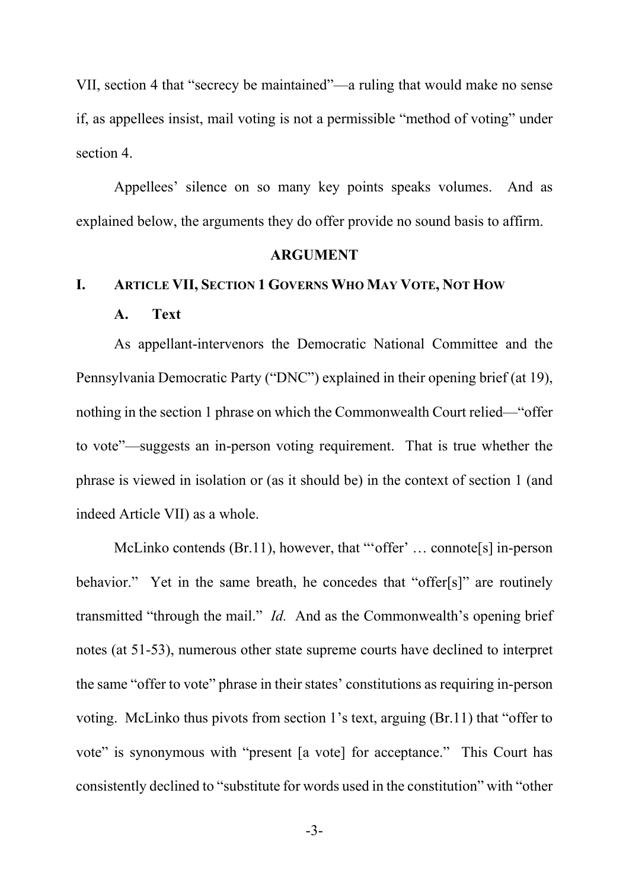VII, section 4 that "secrecy be maintained"—a ruling that would make no sense if, as appellees insist, mail voting is not a permissible "method of voting" under section 4.

Appellees' silence on so many key points speaks volumes. And as explained below, the arguments they do offer provide no sound basis to affirm.

## ARGUMENT

### I. Article VII, Section 1 Governs Who May Vote, Not How

#### A. Text

As appellant-intervenors the Democratic National Committee and the Pennsylvania Democratic Party ("DNC") explained in their opening brief (at 19), nothing in the section 1 phrase on which the Commonwealth Court relied—"offer to vote"—suggests an in-person voting requirement. That is true whether the phrase is viewed in isolation or (as it should be) in the context of section 1 (and indeed Article VII) as a whole.

McLinko contends (Br.11), however, that "'offer' … connote[s] in-person behavior." Yet in the same breath, he concedes that "offer[s]" are routinely transmitted "through the mail." *Id.* And as the Commonwealth's opening brief notes (at 51-53), numerous other state supreme courts have declined to interpret the same "offer to vote" phrase in their states' constitutions as requiring in-person voting. McLinko thus pivots from section 1's text, arguing (Br.11) that "offer to vote" is synonymous with "present [a vote] for acceptance." This Court has consistently declined to "substitute for words used in the constitution" with "other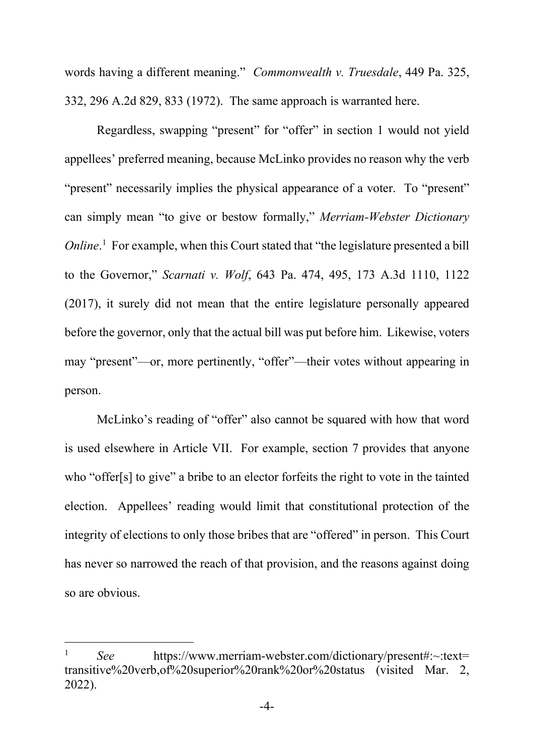words having a different meaning." *Commonwealth v. Truesdale*, 449 Pa. 325, 332, 296 A.2d 829, 833 (1972). The same approach is warranted here.

Regardless, swapping "present" for "offer" in section 1 would not yield appellees' preferred meaning, because McLinko provides no reason why the verb "present" necessarily implies the physical appearance of a voter. To "present" can simply mean "to give or bestow formally," *Merriam-Webster Dictionary Online*.[1] For example, when this Court stated that "the legislature presented a bill to the Governor," *Scarnati v. Wolf*, 643 Pa. 474, 495, 173 A.3d 1110, 1122 (2017), it surely did not mean that the entire legislature personally appeared before the governor, only that the actual bill was put before him. Likewise, voters may "present"—or, more pertinently, "offer"—their votes without appearing in person.

McLinko's reading of "offer" also cannot be squared with how that word is used elsewhere in Article VII. For example, section 7 provides that anyone who "offer[s] to give" a bribe to an elector forfeits the right to vote in the tainted election. Appellees' reading would limit that constitutional protection of the integrity of elections to only those bribes that are "offered" in person. This Court has never so narrowed the reach of that provision, and the reasons against doing so are obvious.

---

[1] *See* https://www.merriam-webster.com/dictionary/present#:~:text=transitive%20verb,of%20superior%20rank%20or%20status (visited Mar. 2, 2022).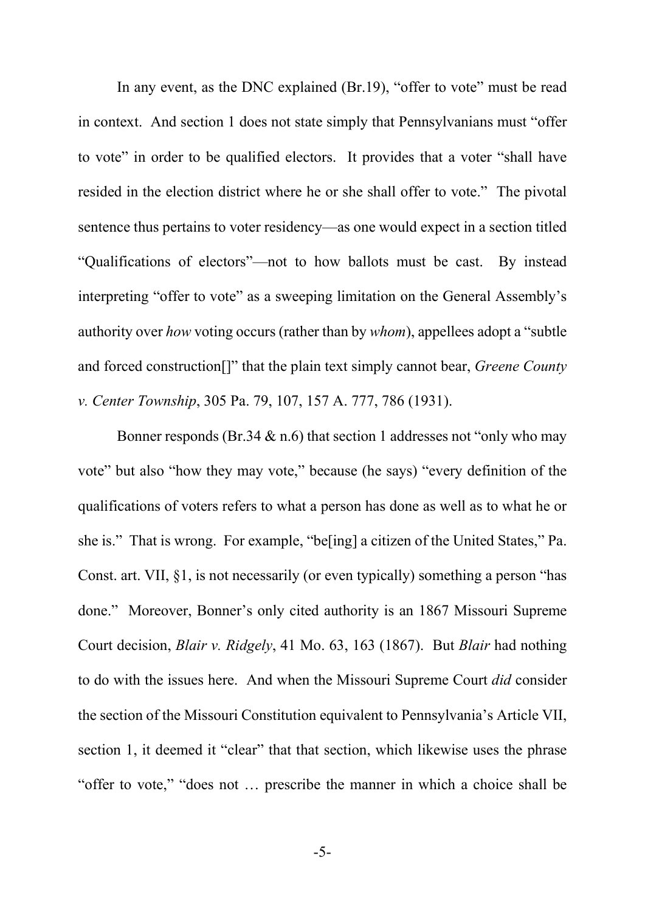In any event, as the DNC explained (Br.19), "offer to vote" must be read in context. And section 1 does not state simply that Pennsylvanians must "offer to vote" in order to be qualified electors. It provides that a voter "shall have resided in the election district where he or she shall offer to vote." The pivotal sentence thus pertains to voter residency—as one would expect in a section titled "Qualifications of electors"—not to how ballots must be cast. By instead interpreting "offer to vote" as a sweeping limitation on the General Assembly's authority over *how* voting occurs (rather than by *whom*), appellees adopt a "subtle and forced construction[]" that the plain text simply cannot bear, *Greene County v. Center Township*, 305 Pa. 79, 107, 157 A. 777, 786 (1931).

Bonner responds (Br.34 & n.6) that section 1 addresses not "only who may vote" but also "how they may vote," because (he says) "every definition of the qualifications of voters refers to what a person has done as well as to what he or she is." That is wrong. For example, "be[ing] a citizen of the United States," Pa. Const. art. VII, §1, is not necessarily (or even typically) something a person "has done." Moreover, Bonner's only cited authority is an 1867 Missouri Supreme Court decision, *Blair v. Ridgely*, 41 Mo. 63, 163 (1867). But *Blair* had nothing to do with the issues here. And when the Missouri Supreme Court *did* consider the section of the Missouri Constitution equivalent to Pennsylvania's Article VII, section 1, it deemed it "clear" that that section, which likewise uses the phrase "offer to vote," "does not … prescribe the manner in which a choice shall be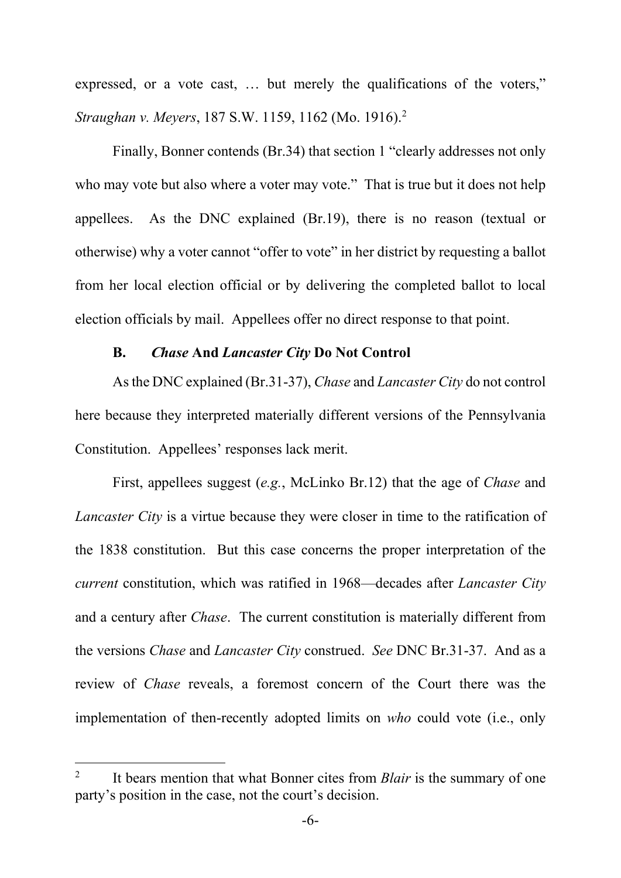expressed, or a vote cast, … but merely the qualifications of the voters," *Straughan v. Meyers*, 187 S.W. 1159, 1162 (Mo. 1916).[2]

Finally, Bonner contends (Br.34) that section 1 "clearly addresses not only who may vote but also where a voter may vote." That is true but it does not help appellees. As the DNC explained (Br.19), there is no reason (textual or otherwise) why a voter cannot "offer to vote" in her district by requesting a ballot from her local election official or by delivering the completed ballot to local election officials by mail. Appellees offer no direct response to that point.

### B. *Chase* And *Lancaster City* Do Not Control

As the DNC explained (Br.31-37), *Chase* and *Lancaster City* do not control here because they interpreted materially different versions of the Pennsylvania Constitution. Appellees' responses lack merit.

First, appellees suggest (*e.g.*, McLinko Br.12) that the age of *Chase* and *Lancaster City* is a virtue because they were closer in time to the ratification of the 1838 constitution. But this case concerns the proper interpretation of the *current* constitution, which was ratified in 1968—decades after *Lancaster City* and a century after *Chase*. The current constitution is materially different from the versions *Chase* and *Lancaster City* construed. *See* DNC Br.31-37. And as a review of *Chase* reveals, a foremost concern of the Court there was the implementation of then-recently adopted limits on *who* could vote (i.e., only

[2] It bears mention that what Bonner cites from *Blair* is the summary of one party's position in the case, not the court's decision.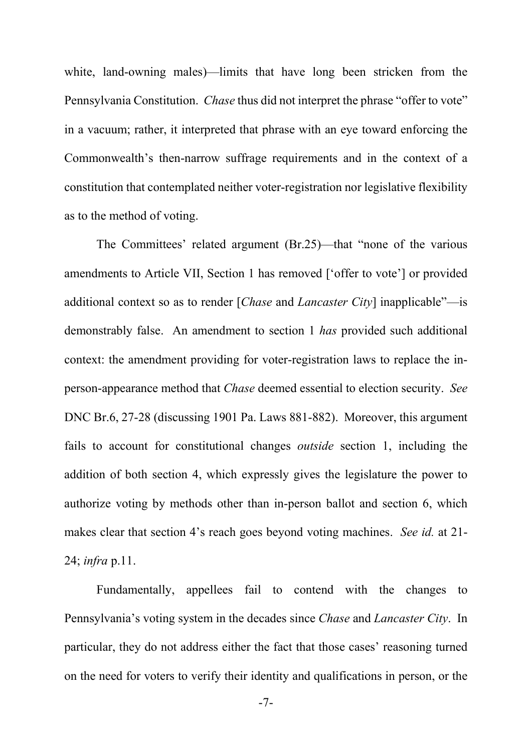white, land-owning males)—limits that have long been stricken from the Pennsylvania Constitution. *Chase* thus did not interpret the phrase "offer to vote" in a vacuum; rather, it interpreted that phrase with an eye toward enforcing the Commonwealth's then-narrow suffrage requirements and in the context of a constitution that contemplated neither voter-registration nor legislative flexibility as to the method of voting.

The Committees' related argument (Br.25)—that "none of the various amendments to Article VII, Section 1 has removed ['offer to vote'] or provided additional context so as to render [*Chase* and *Lancaster City*] inapplicable"—is demonstrably false. An amendment to section 1 *has* provided such additional context: the amendment providing for voter-registration laws to replace the in-person-appearance method that *Chase* deemed essential to election security. *See* DNC Br.6, 27-28 (discussing 1901 Pa. Laws 881-882). Moreover, this argument fails to account for constitutional changes *outside* section 1, including the addition of both section 4, which expressly gives the legislature the power to authorize voting by methods other than in-person ballot and section 6, which makes clear that section 4's reach goes beyond voting machines. *See id.* at 21-24; *infra* p.11.

Fundamentally, appellees fail to contend with the changes to Pennsylvania's voting system in the decades since *Chase* and *Lancaster City*. In particular, they do not address either the fact that those cases' reasoning turned on the need for voters to verify their identity and qualifications in person, or the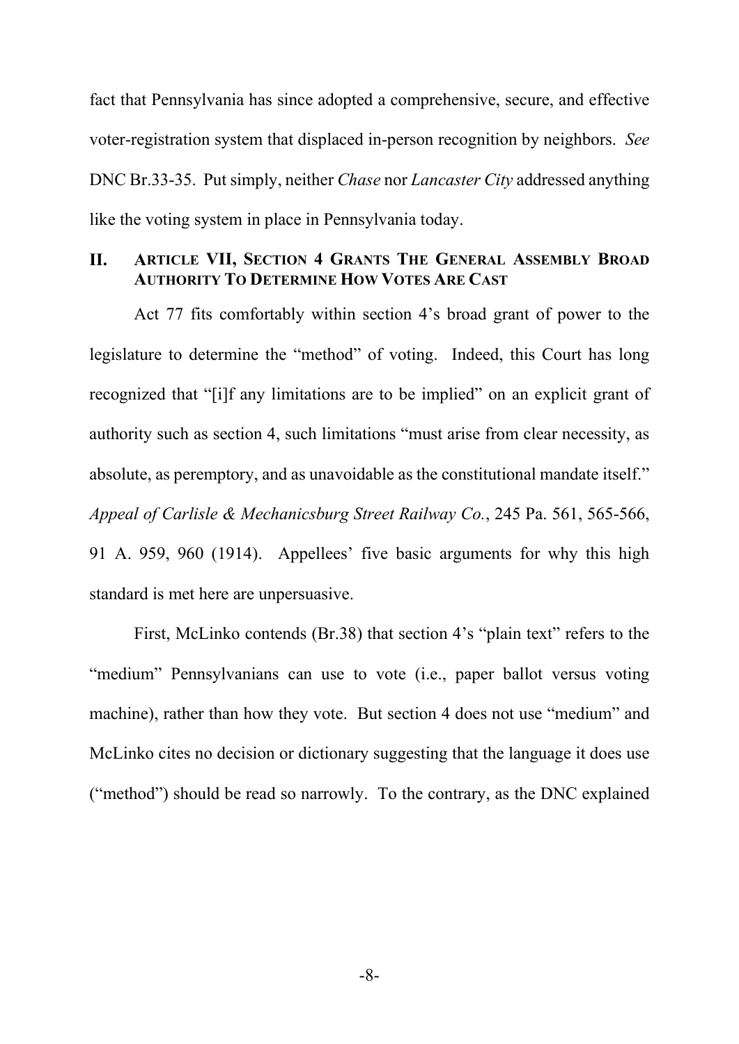fact that Pennsylvania has since adopted a comprehensive, secure, and effective voter-registration system that displaced in-person recognition by neighbors. *See* DNC Br.33-35. Put simply, neither *Chase* nor *Lancaster City* addressed anything like the voting system in place in Pennsylvania today.

## II. ARTICLE VII, SECTION 4 GRANTS THE GENERAL ASSEMBLY BROAD AUTHORITY TO DETERMINE HOW VOTES ARE CAST

Act 77 fits comfortably within section 4's broad grant of power to the legislature to determine the "method" of voting. Indeed, this Court has long recognized that "[i]f any limitations are to be implied" on an explicit grant of authority such as section 4, such limitations "must arise from clear necessity, as absolute, as peremptory, and as unavoidable as the constitutional mandate itself." *Appeal of Carlisle & Mechanicsburg Street Railway Co.*, 245 Pa. 561, 565-566, 91 A. 959, 960 (1914). Appellees' five basic arguments for why this high standard is met here are unpersuasive.

First, McLinko contends (Br.38) that section 4's "plain text" refers to the "medium" Pennsylvanians can use to vote (i.e., paper ballot versus voting machine), rather than how they vote. But section 4 does not use "medium" and McLinko cites no decision or dictionary suggesting that the language it does use ("method") should be read so narrowly. To the contrary, as the DNC explained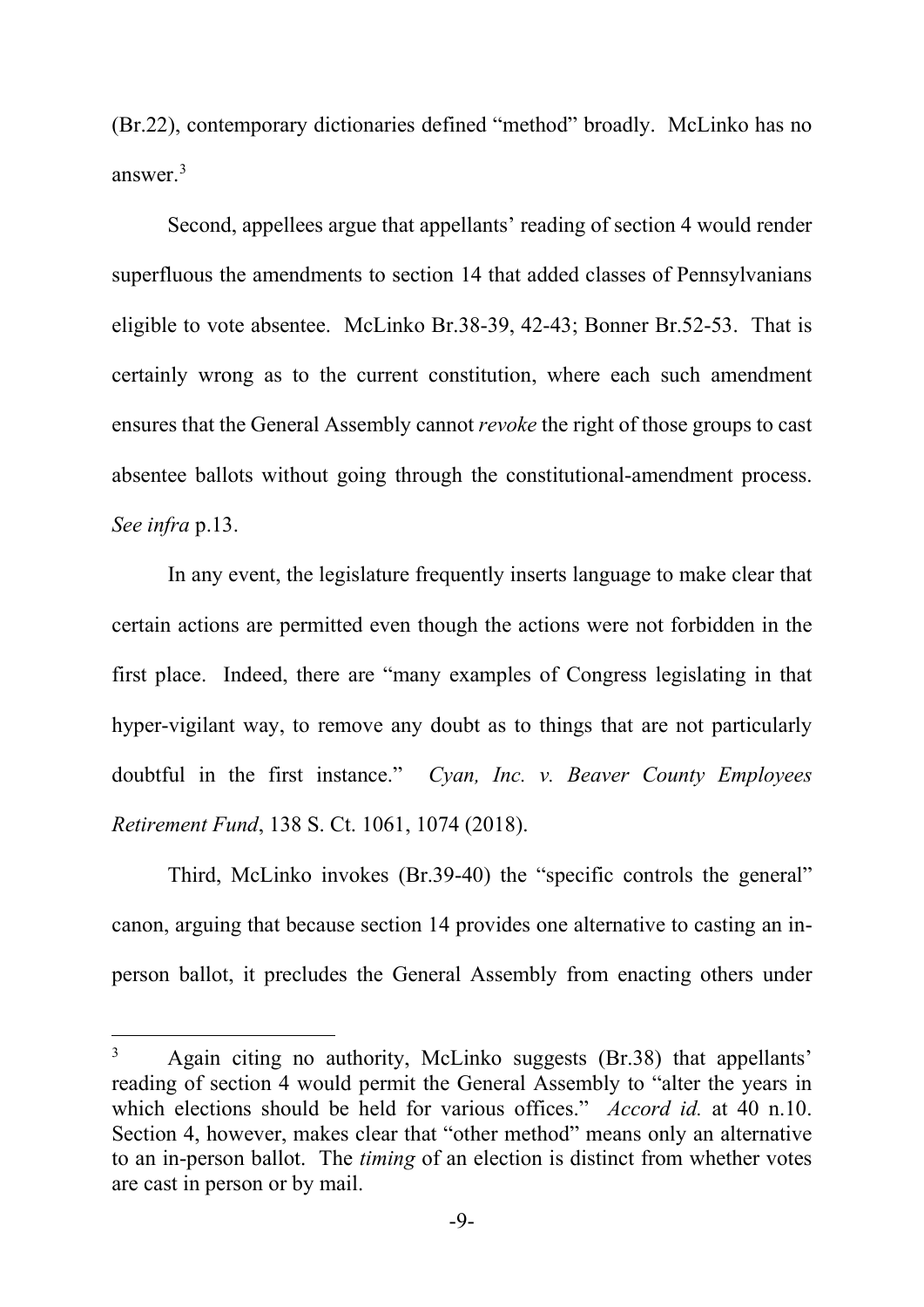(Br.22), contemporary dictionaries defined "method" broadly. McLinko has no answer.[3]

Second, appellees argue that appellants' reading of section 4 would render superfluous the amendments to section 14 that added classes of Pennsylvanians eligible to vote absentee. McLinko Br.38-39, 42-43; Bonner Br.52-53. That is certainly wrong as to the current constitution, where each such amendment ensures that the General Assembly cannot *revoke* the right of those groups to cast absentee ballots without going through the constitutional-amendment process. *See infra* p.13.

In any event, the legislature frequently inserts language to make clear that certain actions are permitted even though the actions were not forbidden in the first place. Indeed, there are "many examples of Congress legislating in that hyper-vigilant way, to remove any doubt as to things that are not particularly doubtful in the first instance." *Cyan, Inc. v. Beaver County Employees Retirement Fund*, 138 S. Ct. 1061, 1074 (2018).

Third, McLinko invokes (Br.39-40) the "specific controls the general" canon, arguing that because section 14 provides one alternative to casting an in-person ballot, it precludes the General Assembly from enacting others under

---

[3] Again citing no authority, McLinko suggests (Br.38) that appellants' reading of section 4 would permit the General Assembly to "alter the years in which elections should be held for various offices." *Accord id.* at 40 n.10. Section 4, however, makes clear that "other method" means only an alternative to an in-person ballot. The *timing* of an election is distinct from whether votes are cast in person or by mail.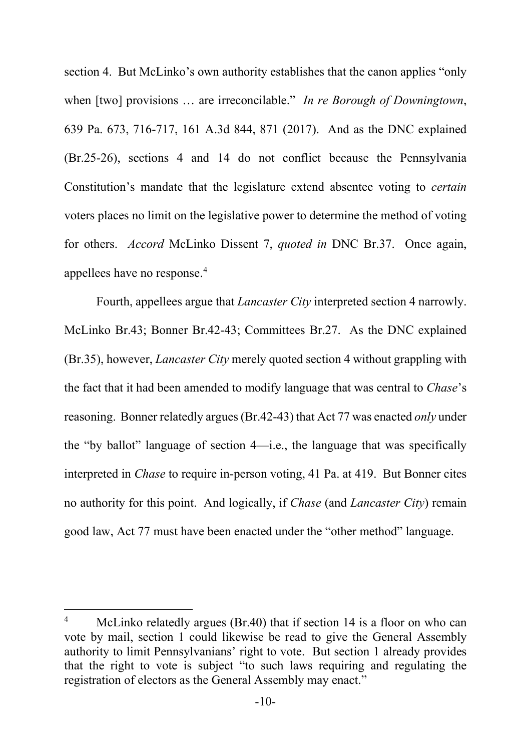section 4. But McLinko's own authority establishes that the canon applies "only when [two] provisions … are irreconcilable." *In re Borough of Downingtown*, 639 Pa. 673, 716-717, 161 A.3d 844, 871 (2017). And as the DNC explained (Br.25-26), sections 4 and 14 do not conflict because the Pennsylvania Constitution's mandate that the legislature extend absentee voting to *certain* voters places no limit on the legislative power to determine the method of voting for others. *Accord* McLinko Dissent 7, *quoted in* DNC Br.37. Once again, appellees have no response.[4]

Fourth, appellees argue that *Lancaster City* interpreted section 4 narrowly. McLinko Br.43; Bonner Br.42-43; Committees Br.27. As the DNC explained (Br.35), however, *Lancaster City* merely quoted section 4 without grappling with the fact that it had been amended to modify language that was central to *Chase*'s reasoning. Bonner relatedly argues (Br.42-43) that Act 77 was enacted *only* under the "by ballot" language of section 4—i.e., the language that was specifically interpreted in *Chase* to require in-person voting, 41 Pa. at 419. But Bonner cites no authority for this point. And logically, if *Chase* (and *Lancaster City*) remain good law, Act 77 must have been enacted under the "other method" language.

---

[4] McLinko relatedly argues (Br.40) that if section 14 is a floor on who can vote by mail, section 1 could likewise be read to give the General Assembly authority to limit Pennsylvanians' right to vote. But section 1 already provides that the right to vote is subject "to such laws requiring and regulating the registration of electors as the General Assembly may enact."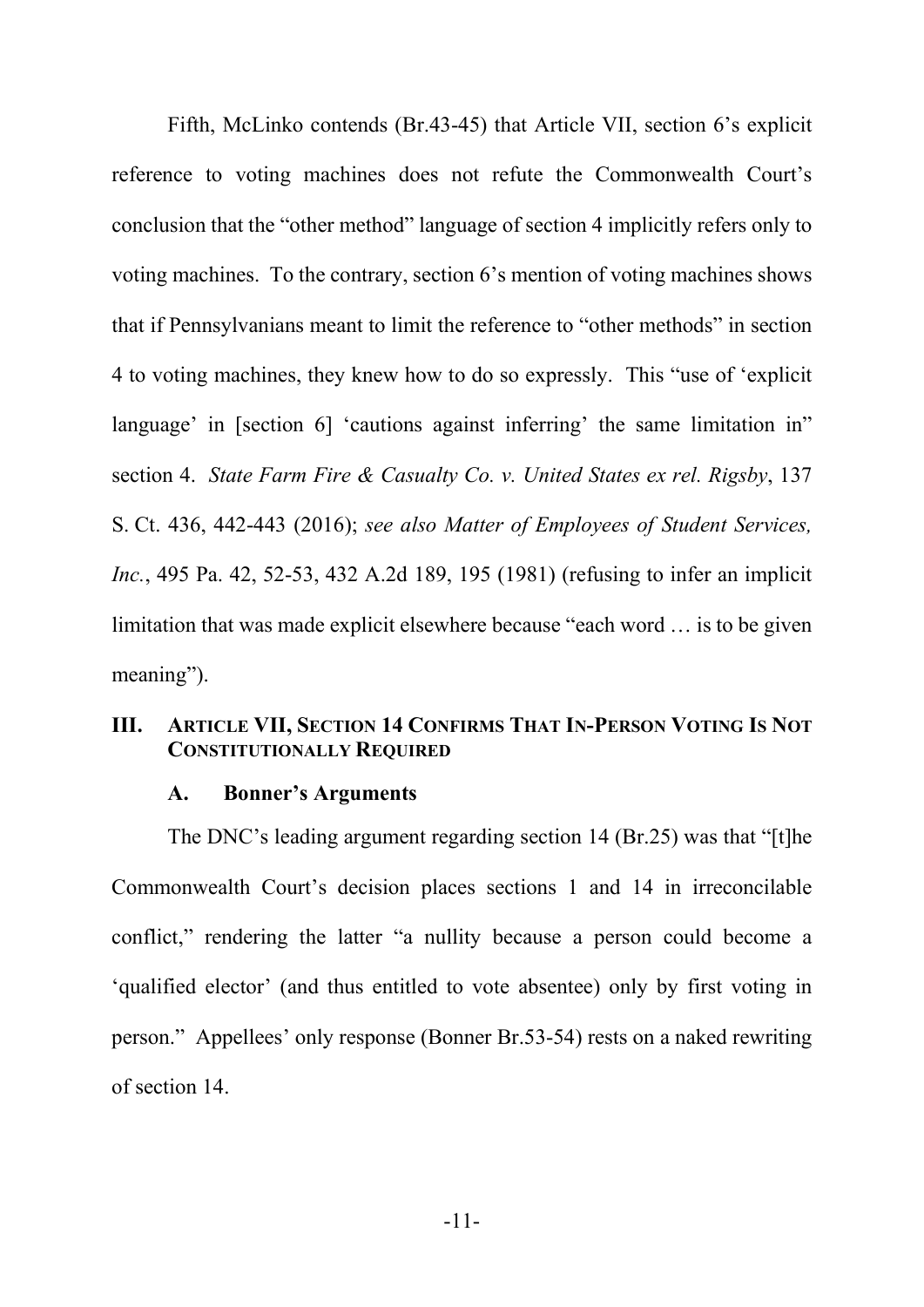Fifth, McLinko contends (Br.43-45) that Article VII, section 6's explicit reference to voting machines does not refute the Commonwealth Court's conclusion that the "other method" language of section 4 implicitly refers only to voting machines. To the contrary, section 6's mention of voting machines shows that if Pennsylvanians meant to limit the reference to "other methods" in section 4 to voting machines, they knew how to do so expressly. This "use of 'explicit language' in [section 6] 'cautions against inferring' the same limitation in" section 4. *State Farm Fire & Casualty Co. v. United States ex rel. Rigsby*, 137 S. Ct. 436, 442-443 (2016); *see also Matter of Employees of Student Services, Inc.*, 495 Pa. 42, 52-53, 432 A.2d 189, 195 (1981) (refusing to infer an implicit limitation that was made explicit elsewhere because "each word … is to be given meaning").

## III. ARTICLE VII, SECTION 14 CONFIRMS THAT IN-PERSON VOTING IS NOT CONSTITUTIONALLY REQUIRED

### A. Bonner's Arguments

The DNC's leading argument regarding section 14 (Br.25) was that "[t]he Commonwealth Court's decision places sections 1 and 14 in irreconcilable conflict," rendering the latter "a nullity because a person could become a 'qualified elector' (and thus entitled to vote absentee) only by first voting in person." Appellees' only response (Bonner Br.53-54) rests on a naked rewriting of section 14.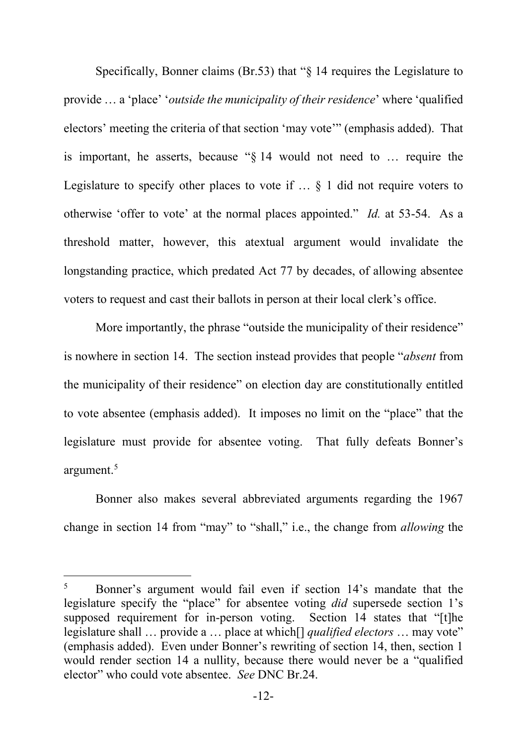Specifically, Bonner claims (Br.53) that "§ 14 requires the Legislature to provide … a 'place' '*outside the municipality of their residence*' where 'qualified electors' meeting the criteria of that section 'may vote'" (emphasis added). That is important, he asserts, because "§ 14 would not need to … require the Legislature to specify other places to vote if … § 1 did not require voters to otherwise 'offer to vote' at the normal places appointed." *Id.* at 53-54. As a threshold matter, however, this atextual argument would invalidate the longstanding practice, which predated Act 77 by decades, of allowing absentee voters to request and cast their ballots in person at their local clerk's office.

More importantly, the phrase "outside the municipality of their residence" is nowhere in section 14. The section instead provides that people "*absent* from the municipality of their residence" on election day are constitutionally entitled to vote absentee (emphasis added). It imposes no limit on the "place" that the legislature must provide for absentee voting. That fully defeats Bonner's argument.[5]

Bonner also makes several abbreviated arguments regarding the 1967 change in section 14 from "may" to "shall," i.e., the change from *allowing* the

---

[5] Bonner's argument would fail even if section 14's mandate that the legislature specify the "place" for absentee voting *did* supersede section 1's supposed requirement for in-person voting. Section 14 states that "[t]he legislature shall … provide a … place at which[] *qualified electors* … may vote" (emphasis added). Even under Bonner's rewriting of section 14, then, section 1 would render section 14 a nullity, because there would never be a "qualified elector" who could vote absentee. *See* DNC Br.24.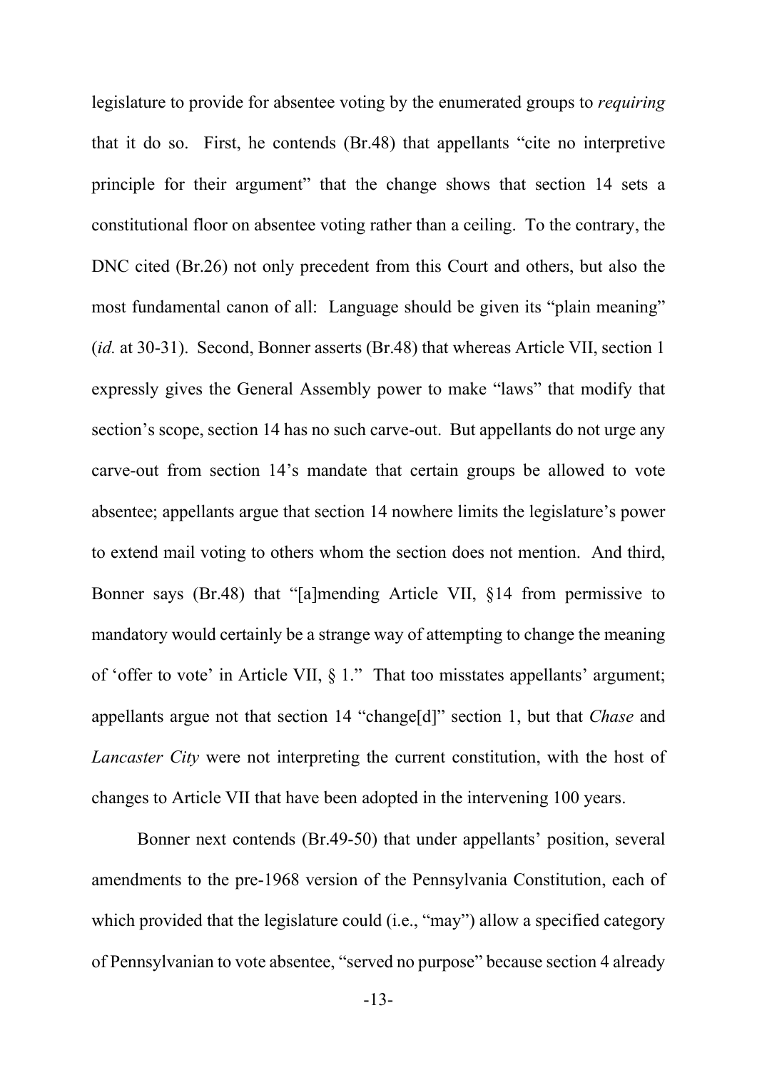legislature to provide for absentee voting by the enumerated groups to *requiring* that it do so. First, he contends (Br.48) that appellants "cite no interpretive principle for their argument" that the change shows that section 14 sets a constitutional floor on absentee voting rather than a ceiling. To the contrary, the DNC cited (Br.26) not only precedent from this Court and others, but also the most fundamental canon of all: Language should be given its "plain meaning" (*id.* at 30-31). Second, Bonner asserts (Br.48) that whereas Article VII, section 1 expressly gives the General Assembly power to make "laws" that modify that section's scope, section 14 has no such carve-out. But appellants do not urge any carve-out from section 14's mandate that certain groups be allowed to vote absentee; appellants argue that section 14 nowhere limits the legislature's power to extend mail voting to others whom the section does not mention. And third, Bonner says (Br.48) that "[a]mending Article VII, §14 from permissive to mandatory would certainly be a strange way of attempting to change the meaning of 'offer to vote' in Article VII, § 1." That too misstates appellants' argument; appellants argue not that section 14 "change[d]" section 1, but that *Chase* and *Lancaster City* were not interpreting the current constitution, with the host of changes to Article VII that have been adopted in the intervening 100 years.

Bonner next contends (Br.49-50) that under appellants' position, several amendments to the pre-1968 version of the Pennsylvania Constitution, each of which provided that the legislature could (i.e., "may") allow a specified category of Pennsylvanian to vote absentee, "served no purpose" because section 4 already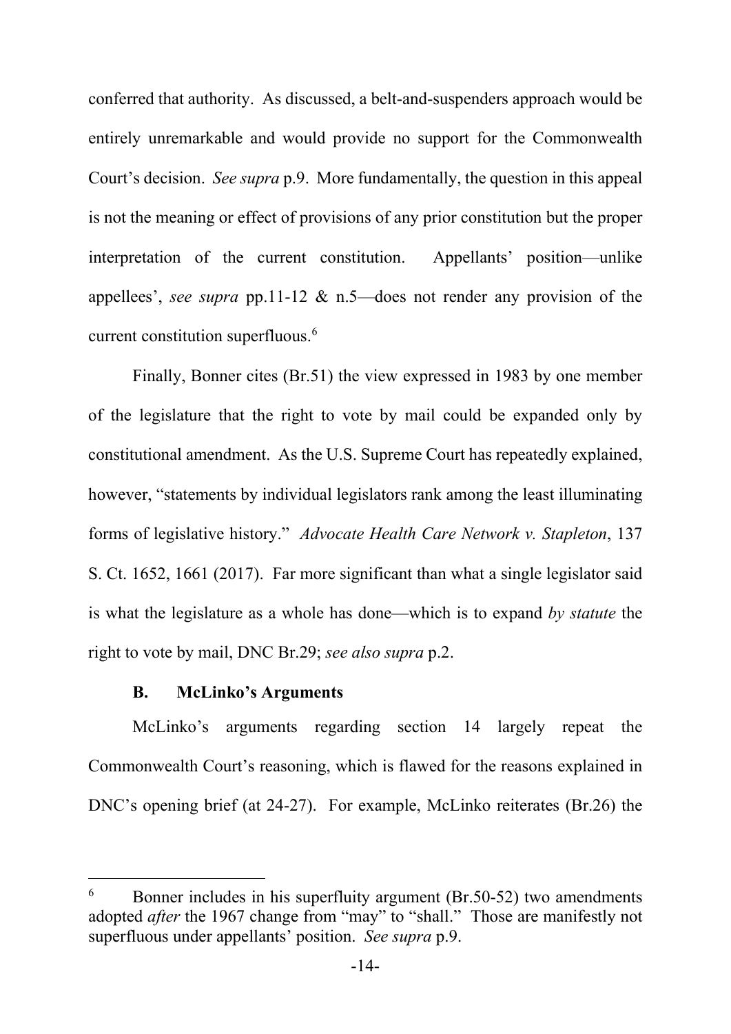conferred that authority. As discussed, a belt-and-suspenders approach would be entirely unremarkable and would provide no support for the Commonwealth Court's decision. *See supra* p.9. More fundamentally, the question in this appeal is not the meaning or effect of provisions of any prior constitution but the proper interpretation of the current constitution. Appellants' position—unlike appellees', *see supra* pp.11-12 & n.5—does not render any provision of the current constitution superfluous.[6]

Finally, Bonner cites (Br.51) the view expressed in 1983 by one member of the legislature that the right to vote by mail could be expanded only by constitutional amendment. As the U.S. Supreme Court has repeatedly explained, however, "statements by individual legislators rank among the least illuminating forms of legislative history." *Advocate Health Care Network v. Stapleton*, 137 S. Ct. 1652, 1661 (2017). Far more significant than what a single legislator said is what the legislature as a whole has done—which is to expand *by statute* the right to vote by mail, DNC Br.29; *see also supra* p.2.

### B. McLinko's Arguments

McLinko's arguments regarding section 14 largely repeat the Commonwealth Court's reasoning, which is flawed for the reasons explained in DNC's opening brief (at 24-27). For example, McLinko reiterates (Br.26) the

---

[6] Bonner includes in his superfluity argument (Br.50-52) two amendments adopted *after* the 1967 change from "may" to "shall." Those are manifestly not superfluous under appellants' position. *See supra* p.9.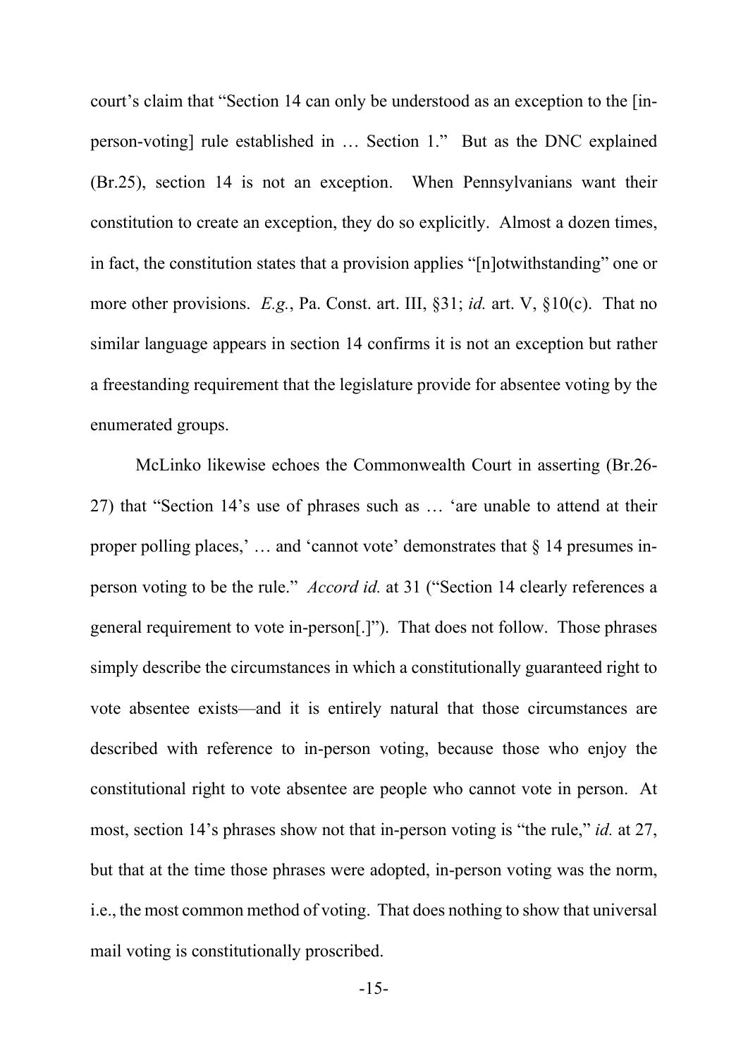court's claim that "Section 14 can only be understood as an exception to the [in-person-voting] rule established in … Section 1." But as the DNC explained (Br.25), section 14 is not an exception. When Pennsylvanians want their constitution to create an exception, they do so explicitly. Almost a dozen times, in fact, the constitution states that a provision applies "[n]otwithstanding" one or more other provisions. *E.g.*, Pa. Const. art. III, §31; *id.* art. V, §10(c). That no similar language appears in section 14 confirms it is not an exception but rather a freestanding requirement that the legislature provide for absentee voting by the enumerated groups.

McLinko likewise echoes the Commonwealth Court in asserting (Br.26-27) that "Section 14's use of phrases such as … 'are unable to attend at their proper polling places,' … and 'cannot vote' demonstrates that § 14 presumes in-person voting to be the rule." *Accord id.* at 31 ("Section 14 clearly references a general requirement to vote in-person[.]"). That does not follow. Those phrases simply describe the circumstances in which a constitutionally guaranteed right to vote absentee exists—and it is entirely natural that those circumstances are described with reference to in-person voting, because those who enjoy the constitutional right to vote absentee are people who cannot vote in person. At most, section 14's phrases show not that in-person voting is "the rule," *id.* at 27, but that at the time those phrases were adopted, in-person voting was the norm, i.e., the most common method of voting. That does nothing to show that universal mail voting is constitutionally proscribed.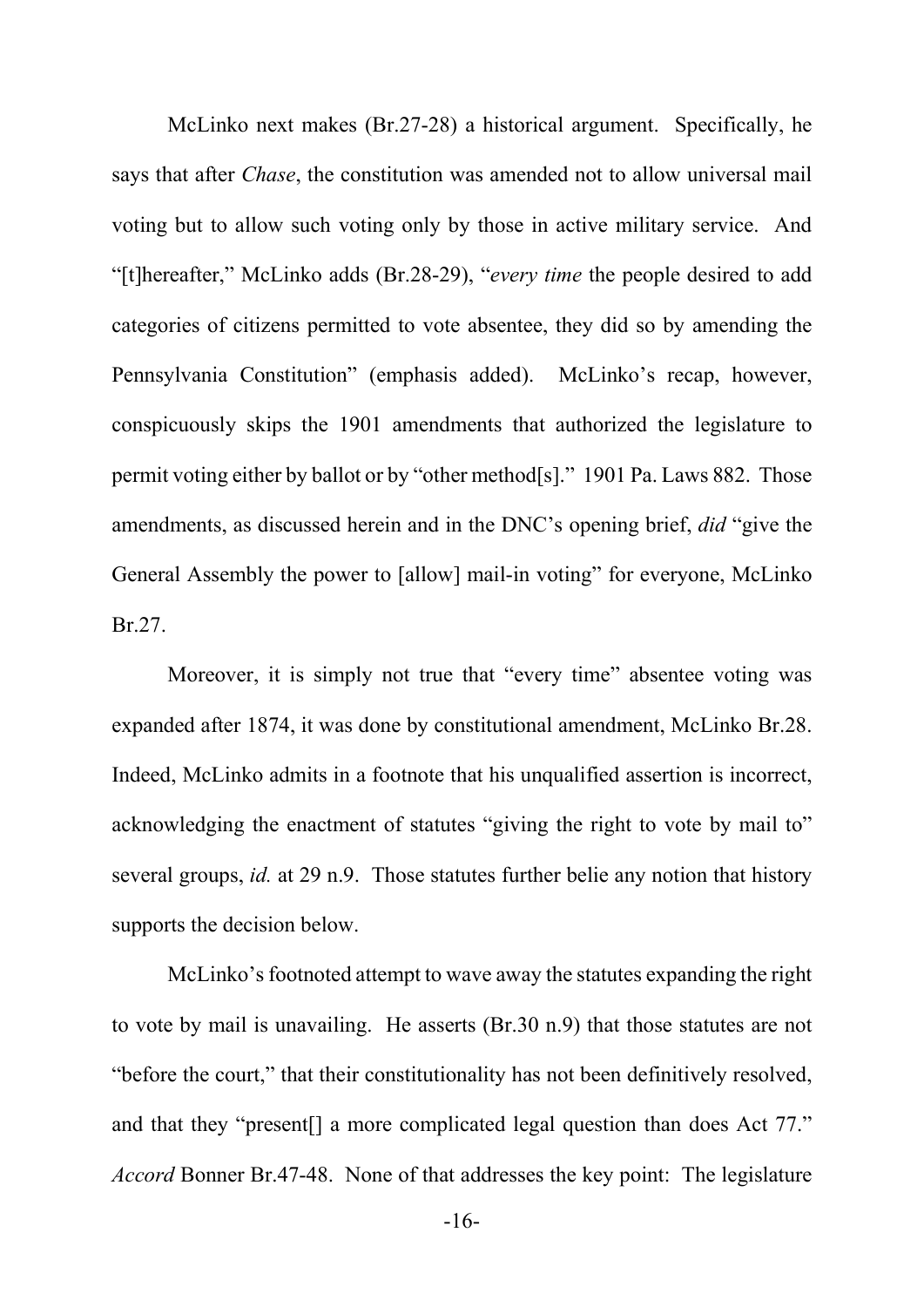McLinko next makes (Br.27-28) a historical argument. Specifically, he says that after *Chase*, the constitution was amended not to allow universal mail voting but to allow such voting only by those in active military service. And "[t]hereafter," McLinko adds (Br.28-29), "*every time* the people desired to add categories of citizens permitted to vote absentee, they did so by amending the Pennsylvania Constitution" (emphasis added). McLinko's recap, however, conspicuously skips the 1901 amendments that authorized the legislature to permit voting either by ballot or by "other method[s]." 1901 Pa. Laws 882. Those amendments, as discussed herein and in the DNC's opening brief, *did* "give the General Assembly the power to [allow] mail-in voting" for everyone, McLinko Br.27.

Moreover, it is simply not true that "every time" absentee voting was expanded after 1874, it was done by constitutional amendment, McLinko Br.28. Indeed, McLinko admits in a footnote that his unqualified assertion is incorrect, acknowledging the enactment of statutes "giving the right to vote by mail to" several groups, *id.* at 29 n.9. Those statutes further belie any notion that history supports the decision below.

McLinko's footnoted attempt to wave away the statutes expanding the right to vote by mail is unavailing. He asserts (Br.30 n.9) that those statutes are not "before the court," that their constitutionality has not been definitively resolved, and that they "present[] a more complicated legal question than does Act 77." *Accord* Bonner Br.47-48. None of that addresses the key point: The legislature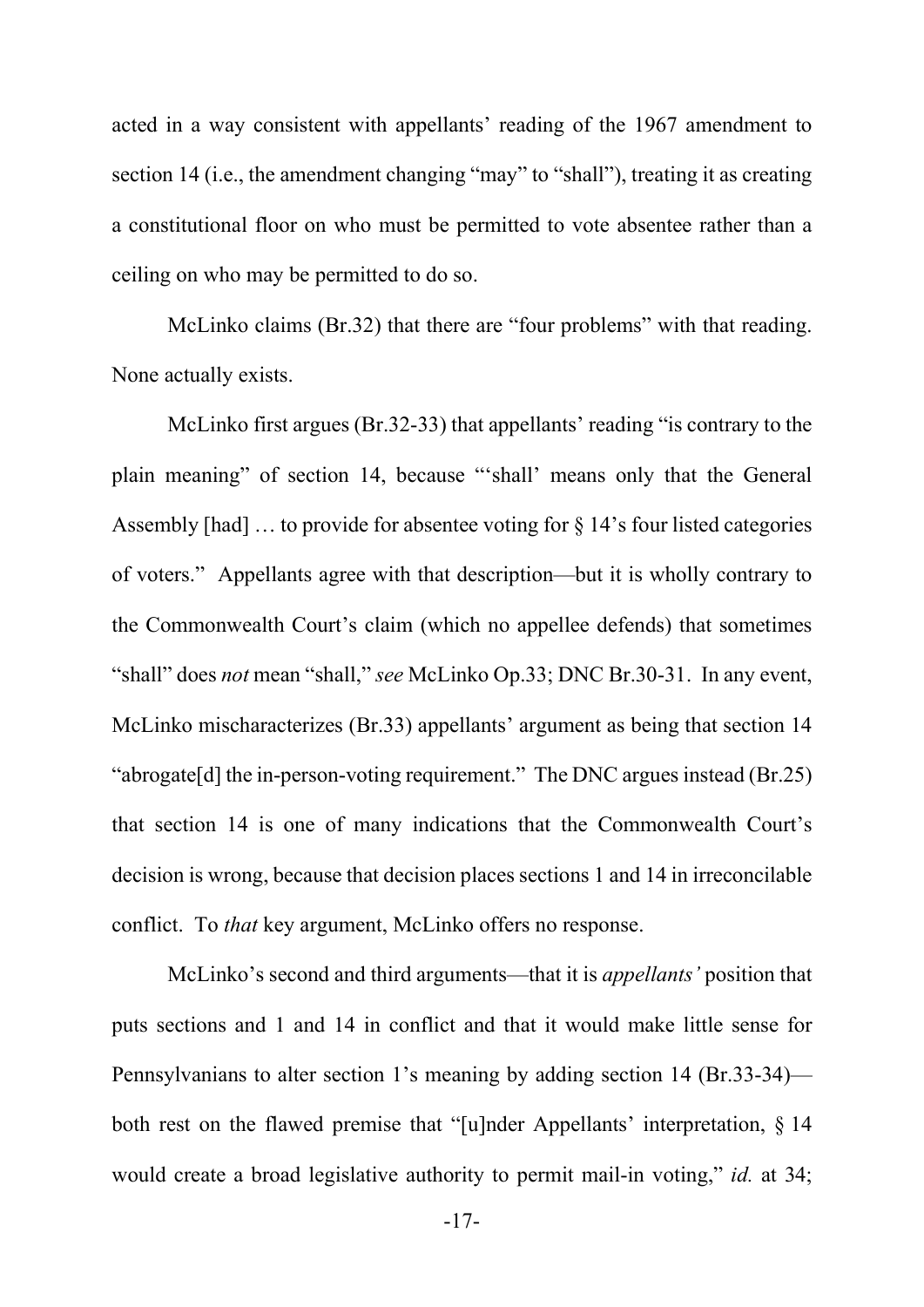acted in a way consistent with appellants' reading of the 1967 amendment to section 14 (i.e., the amendment changing "may" to "shall"), treating it as creating a constitutional floor on who must be permitted to vote absentee rather than a ceiling on who may be permitted to do so.

McLinko claims (Br.32) that there are "four problems" with that reading. None actually exists.

McLinko first argues (Br.32-33) that appellants' reading "is contrary to the plain meaning" of section 14, because "'shall' means only that the General Assembly [had] … to provide for absentee voting for § 14's four listed categories of voters." Appellants agree with that description—but it is wholly contrary to the Commonwealth Court's claim (which no appellee defends) that sometimes "shall" does *not* mean "shall," *see* McLinko Op.33; DNC Br.30-31. In any event, McLinko mischaracterizes (Br.33) appellants' argument as being that section 14 "abrogate[d] the in-person-voting requirement." The DNC argues instead (Br.25) that section 14 is one of many indications that the Commonwealth Court's decision is wrong, because that decision places sections 1 and 14 in irreconcilable conflict. To *that* key argument, McLinko offers no response.

McLinko's second and third arguments—that it is *appellants'* position that puts sections and 1 and 14 in conflict and that it would make little sense for Pennsylvanians to alter section 1's meaning by adding section 14 (Br.33-34)—both rest on the flawed premise that "[u]nder Appellants' interpretation, § 14 would create a broad legislative authority to permit mail-in voting," *id.* at 34;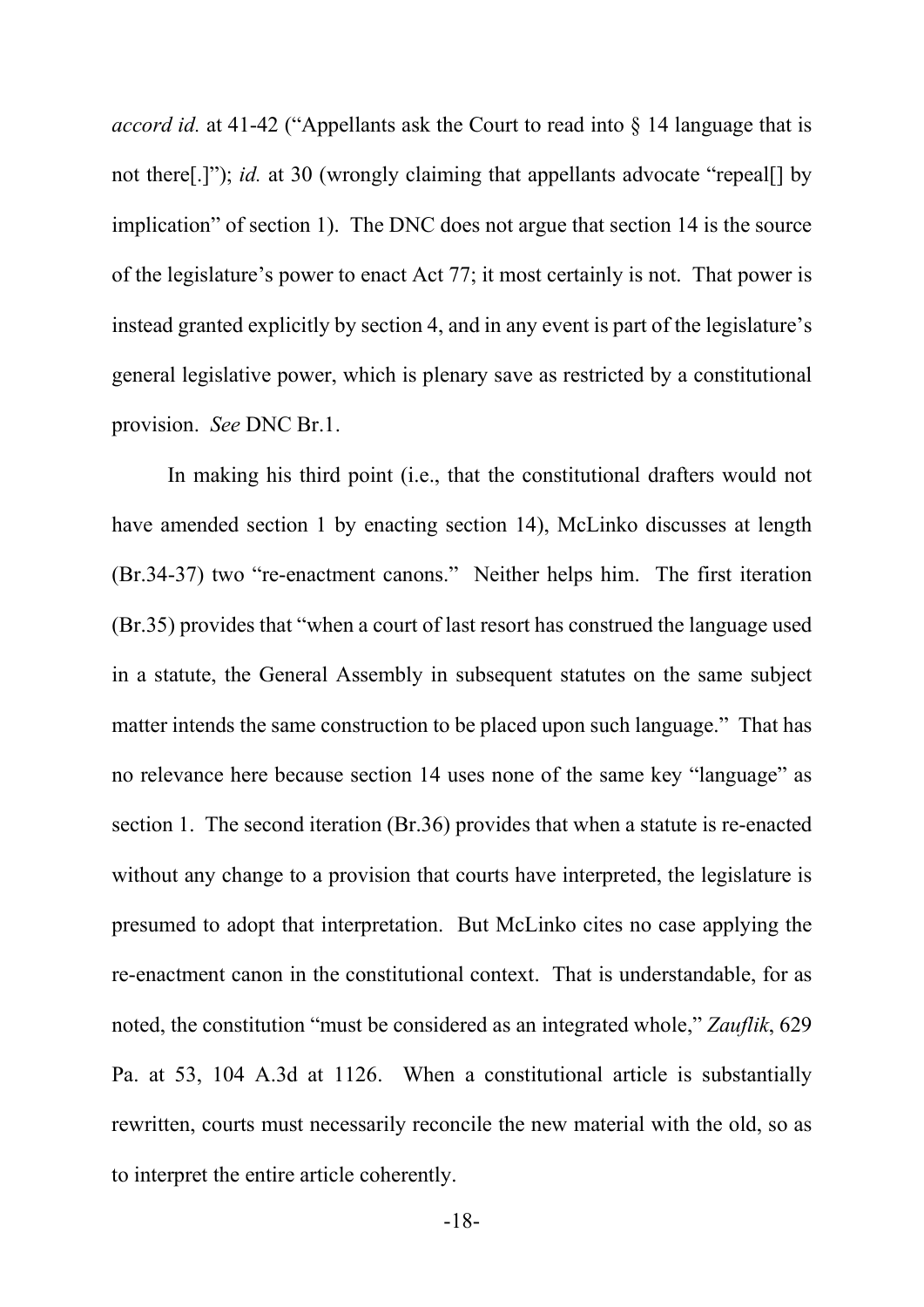*accord id.* at 41-42 ("Appellants ask the Court to read into § 14 language that is not there[.]"); *id.* at 30 (wrongly claiming that appellants advocate "repeal[] by implication" of section 1). The DNC does not argue that section 14 is the source of the legislature's power to enact Act 77; it most certainly is not. That power is instead granted explicitly by section 4, and in any event is part of the legislature's general legislative power, which is plenary save as restricted by a constitutional provision. *See* DNC Br.1.

In making his third point (i.e., that the constitutional drafters would not have amended section 1 by enacting section 14), McLinko discusses at length (Br.34-37) two "re-enactment canons." Neither helps him. The first iteration (Br.35) provides that "when a court of last resort has construed the language used in a statute, the General Assembly in subsequent statutes on the same subject matter intends the same construction to be placed upon such language." That has no relevance here because section 14 uses none of the same key "language" as section 1. The second iteration (Br.36) provides that when a statute is re-enacted without any change to a provision that courts have interpreted, the legislature is presumed to adopt that interpretation. But McLinko cites no case applying the re-enactment canon in the constitutional context. That is understandable, for as noted, the constitution "must be considered as an integrated whole," *Zauflik*, 629 Pa. at 53, 104 A.3d at 1126. When a constitutional article is substantially rewritten, courts must necessarily reconcile the new material with the old, so as to interpret the entire article coherently.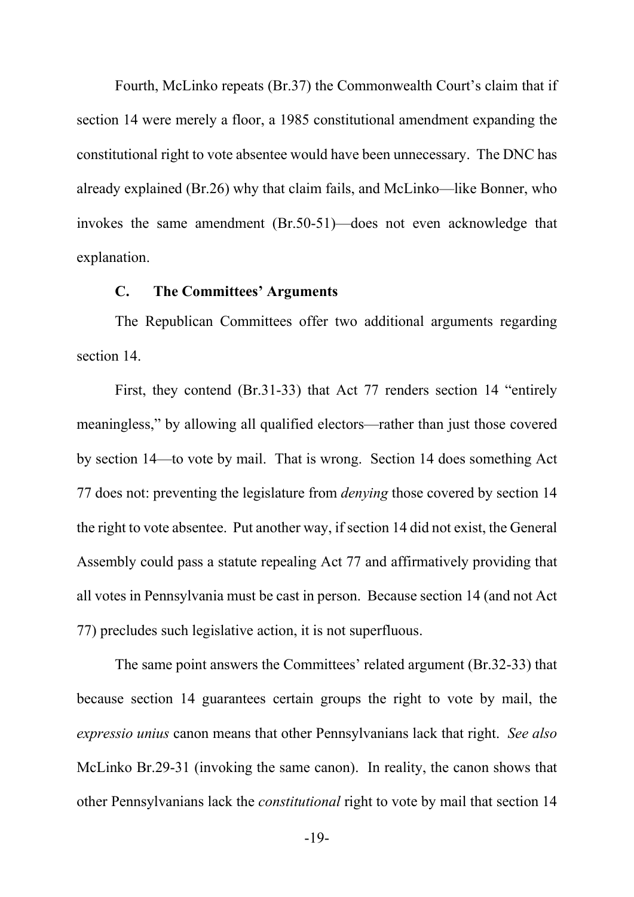Fourth, McLinko repeats (Br.37) the Commonwealth Court's claim that if section 14 were merely a floor, a 1985 constitutional amendment expanding the constitutional right to vote absentee would have been unnecessary. The DNC has already explained (Br.26) why that claim fails, and McLinko—like Bonner, who invokes the same amendment (Br.50-51)—does not even acknowledge that explanation.

### C. The Committees' Arguments

The Republican Committees offer two additional arguments regarding section 14.

First, they contend (Br.31-33) that Act 77 renders section 14 "entirely meaningless," by allowing all qualified electors—rather than just those covered by section 14—to vote by mail. That is wrong. Section 14 does something Act 77 does not: preventing the legislature from *denying* those covered by section 14 the right to vote absentee. Put another way, if section 14 did not exist, the General Assembly could pass a statute repealing Act 77 and affirmatively providing that all votes in Pennsylvania must be cast in person. Because section 14 (and not Act 77) precludes such legislative action, it is not superfluous.

The same point answers the Committees' related argument (Br.32-33) that because section 14 guarantees certain groups the right to vote by mail, the *expressio unius* canon means that other Pennsylvanians lack that right. *See also* McLinko Br.29-31 (invoking the same canon). In reality, the canon shows that other Pennsylvanians lack the *constitutional* right to vote by mail that section 14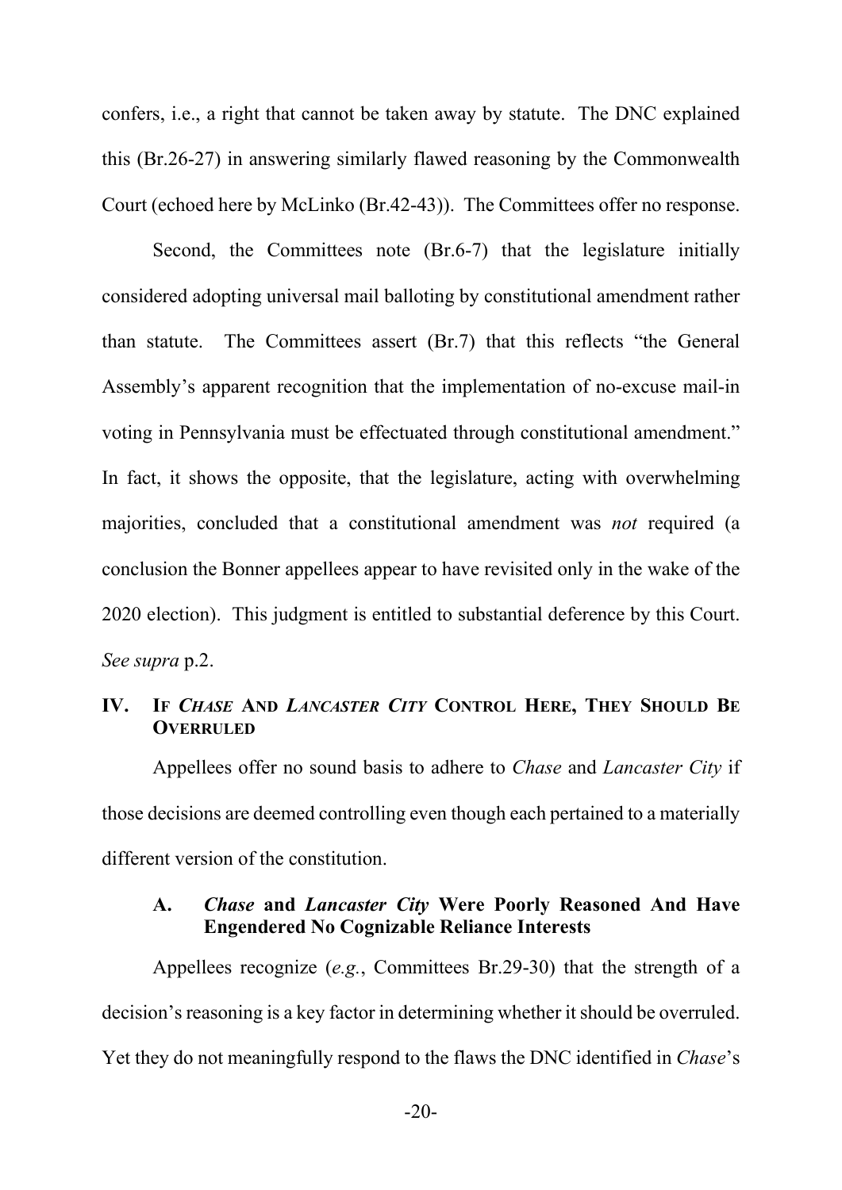confers, i.e., a right that cannot be taken away by statute. The DNC explained this (Br.26-27) in answering similarly flawed reasoning by the Commonwealth Court (echoed here by McLinko (Br.42-43)). The Committees offer no response.

Second, the Committees note (Br.6-7) that the legislature initially considered adopting universal mail balloting by constitutional amendment rather than statute. The Committees assert (Br.7) that this reflects "the General Assembly's apparent recognition that the implementation of no-excuse mail-in voting in Pennsylvania must be effectuated through constitutional amendment." In fact, it shows the opposite, that the legislature, acting with overwhelming majorities, concluded that a constitutional amendment was *not* required (a conclusion the Bonner appellees appear to have revisited only in the wake of the 2020 election). This judgment is entitled to substantial deference by this Court. *See supra* p.2.

## IV. IF *CHASE* AND *LANCASTER CITY* CONTROL HERE, THEY SHOULD BE OVERRULED

Appellees offer no sound basis to adhere to *Chase* and *Lancaster City* if those decisions are deemed controlling even though each pertained to a materially different version of the constitution.

### A. *Chase* and *Lancaster City* Were Poorly Reasoned And Have Engendered No Cognizable Reliance Interests

Appellees recognize (*e.g.*, Committees Br.29-30) that the strength of a decision's reasoning is a key factor in determining whether it should be overruled. Yet they do not meaningfully respond to the flaws the DNC identified in *Chase*'s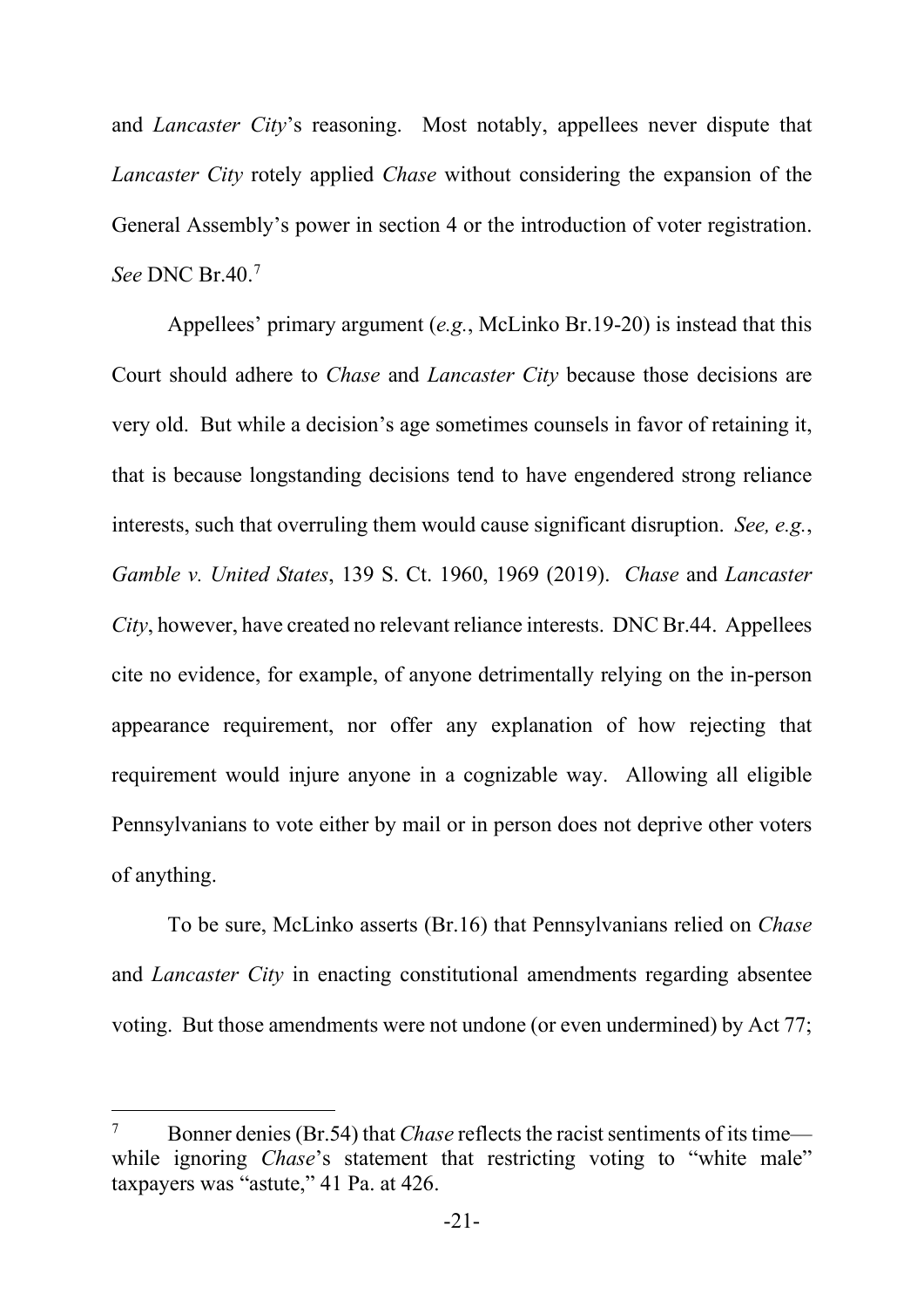and *Lancaster City*'s reasoning. Most notably, appellees never dispute that *Lancaster City* rotely applied *Chase* without considering the expansion of the General Assembly's power in section 4 or the introduction of voter registration. *See* DNC Br.40.[7]

Appellees' primary argument (*e.g.*, McLinko Br.19-20) is instead that this Court should adhere to *Chase* and *Lancaster City* because those decisions are very old. But while a decision's age sometimes counsels in favor of retaining it, that is because longstanding decisions tend to have engendered strong reliance interests, such that overruling them would cause significant disruption. *See, e.g.*, *Gamble v. United States*, 139 S. Ct. 1960, 1969 (2019). *Chase* and *Lancaster City*, however, have created no relevant reliance interests. DNC Br.44. Appellees cite no evidence, for example, of anyone detrimentally relying on the in-person appearance requirement, nor offer any explanation of how rejecting that requirement would injure anyone in a cognizable way. Allowing all eligible Pennsylvanians to vote either by mail or in person does not deprive other voters of anything.

To be sure, McLinko asserts (Br.16) that Pennsylvanians relied on *Chase* and *Lancaster City* in enacting constitutional amendments regarding absentee voting. But those amendments were not undone (or even undermined) by Act 77;

---

[7] Bonner denies (Br.54) that *Chase* reflects the racist sentiments of its time—while ignoring *Chase*'s statement that restricting voting to "white male" taxpayers was "astute," 41 Pa. at 426.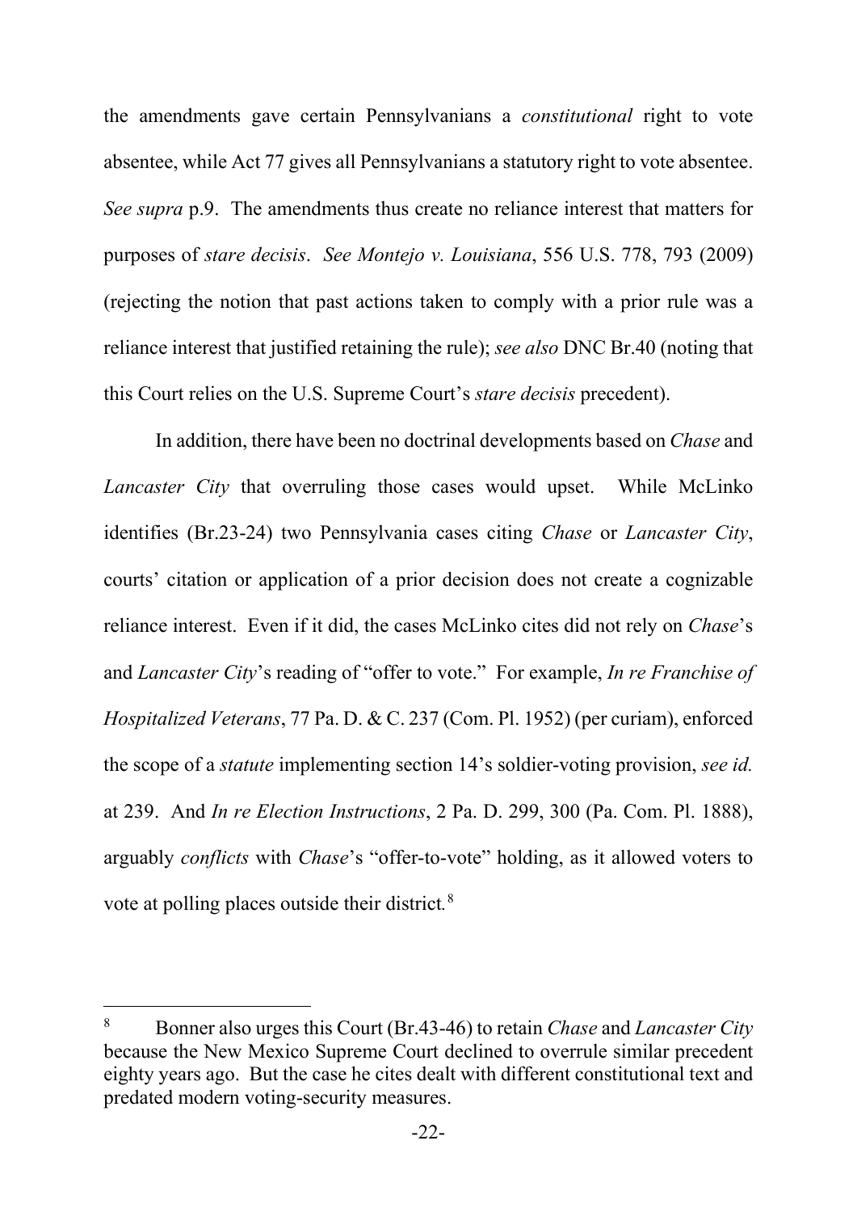the amendments gave certain Pennsylvanians a *constitutional* right to vote absentee, while Act 77 gives all Pennsylvanians a statutory right to vote absentee. *See supra* p.9. The amendments thus create no reliance interest that matters for purposes of *stare decisis*. *See Montejo v. Louisiana*, 556 U.S. 778, 793 (2009) (rejecting the notion that past actions taken to comply with a prior rule was a reliance interest that justified retaining the rule); *see also* DNC Br.40 (noting that this Court relies on the U.S. Supreme Court's *stare decisis* precedent).

In addition, there have been no doctrinal developments based on *Chase* and *Lancaster City* that overruling those cases would upset. While McLinko identifies (Br.23-24) two Pennsylvania cases citing *Chase* or *Lancaster City*, courts' citation or application of a prior decision does not create a cognizable reliance interest. Even if it did, the cases McLinko cites did not rely on *Chase*'s and *Lancaster City*'s reading of "offer to vote." For example, *In re Franchise of Hospitalized Veterans*, 77 Pa. D. & C. 237 (Com. Pl. 1952) (per curiam), enforced the scope of a *statute* implementing section 14's soldier-voting provision, *see id.* at 239. And *In re Election Instructions*, 2 Pa. D. 299, 300 (Pa. Com. Pl. 1888), arguably *conflicts* with *Chase*'s "offer-to-vote" holding, as it allowed voters to vote at polling places outside their district.[8]

---

[8] Bonner also urges this Court (Br.43-46) to retain *Chase* and *Lancaster City* because the New Mexico Supreme Court declined to overrule similar precedent eighty years ago. But the case he cites dealt with different constitutional text and predated modern voting-security measures.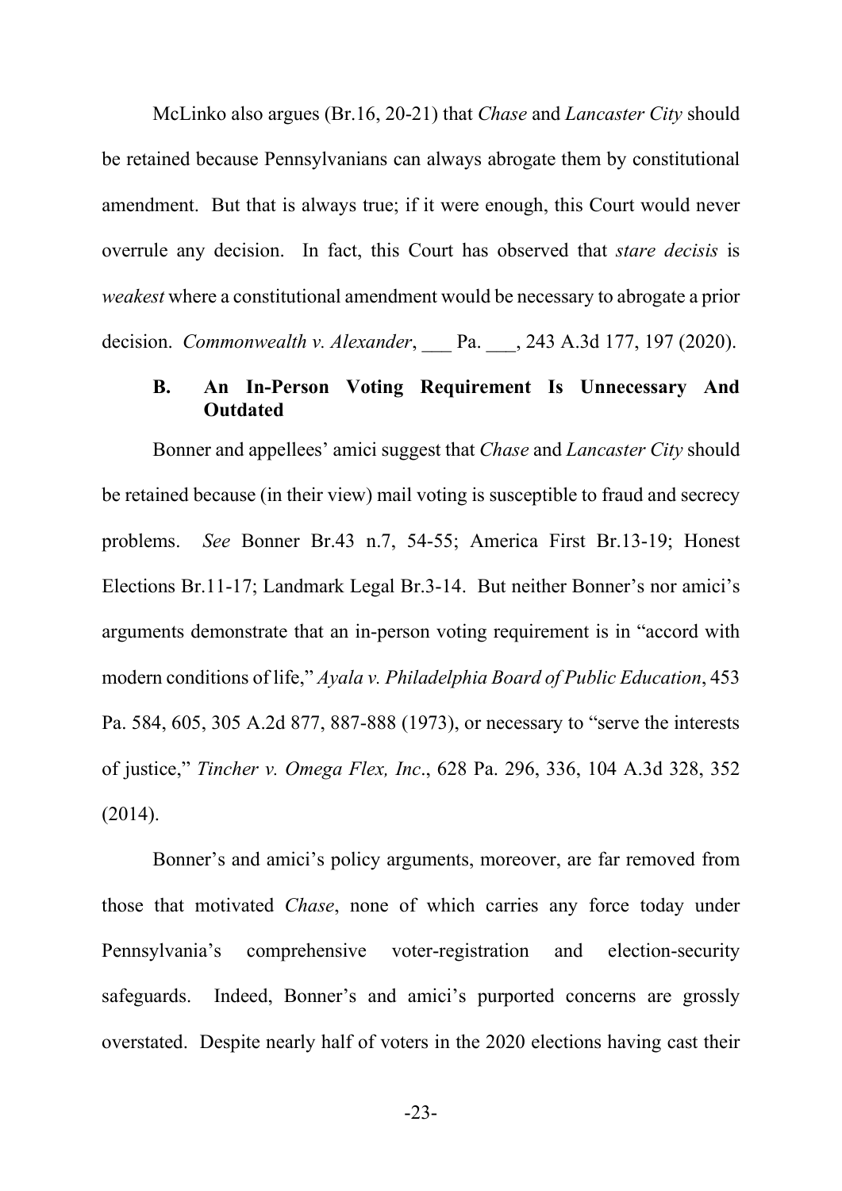McLinko also argues (Br.16, 20-21) that *Chase* and *Lancaster City* should be retained because Pennsylvanians can always abrogate them by constitutional amendment. But that is always true; if it were enough, this Court would never overrule any decision. In fact, this Court has observed that *stare decisis* is *weakest* where a constitutional amendment would be necessary to abrogate a prior decision. *Commonwealth v. Alexander*, ___ Pa. ___, 243 A.3d 177, 197 (2020).

### B. An In-Person Voting Requirement Is Unnecessary And Outdated

Bonner and appellees' amici suggest that *Chase* and *Lancaster City* should be retained because (in their view) mail voting is susceptible to fraud and secrecy problems. *See* Bonner Br.43 n.7, 54-55; America First Br.13-19; Honest Elections Br.11-17; Landmark Legal Br.3-14. But neither Bonner's nor amici's arguments demonstrate that an in-person voting requirement is in "accord with modern conditions of life," *Ayala v. Philadelphia Board of Public Education*, 453 Pa. 584, 605, 305 A.2d 877, 887-888 (1973), or necessary to "serve the interests of justice," *Tincher v. Omega Flex, Inc*., 628 Pa. 296, 336, 104 A.3d 328, 352 (2014).

Bonner's and amici's policy arguments, moreover, are far removed from those that motivated *Chase*, none of which carries any force today under Pennsylvania's comprehensive voter-registration and election-security safeguards. Indeed, Bonner's and amici's purported concerns are grossly overstated. Despite nearly half of voters in the 2020 elections having cast their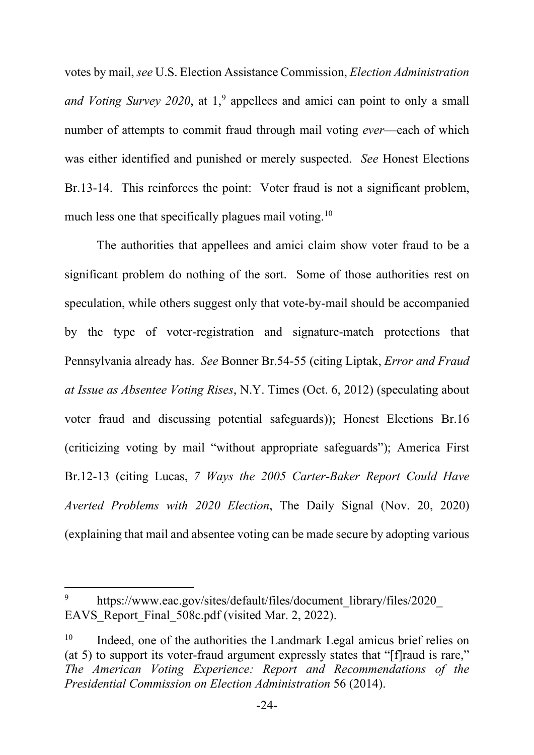votes by mail, *see* U.S. Election Assistance Commission, *Election Administration and Voting Survey 2020*, at 1,[9] appellees and amici can point to only a small number of attempts to commit fraud through mail voting *ever*—each of which was either identified and punished or merely suspected. *See* Honest Elections Br.13-14. This reinforces the point: Voter fraud is not a significant problem, much less one that specifically plagues mail voting.[10]

The authorities that appellees and amici claim show voter fraud to be a significant problem do nothing of the sort. Some of those authorities rest on speculation, while others suggest only that vote-by-mail should be accompanied by the type of voter-registration and signature-match protections that Pennsylvania already has. *See* Bonner Br.54-55 (citing Liptak, *Error and Fraud at Issue as Absentee Voting Rises*, N.Y. Times (Oct. 6, 2012) (speculating about voter fraud and discussing potential safeguards)); Honest Elections Br.16 (criticizing voting by mail "without appropriate safeguards"); America First Br.12-13 (citing Lucas, *7 Ways the 2005 Carter-Baker Report Could Have Averted Problems with 2020 Election*, The Daily Signal (Nov. 20, 2020) (explaining that mail and absentee voting can be made secure by adopting various

---

[9] https://www.eac.gov/sites/default/files/document_library/files/2020_EAVS_Report_Final_508c.pdf (visited Mar. 2, 2022).

[10] Indeed, one of the authorities the Landmark Legal amicus brief relies on (at 5) to support its voter-fraud argument expressly states that "[f]raud is rare," *The American Voting Experience: Report and Recommendations of the Presidential Commission on Election Administration* 56 (2014).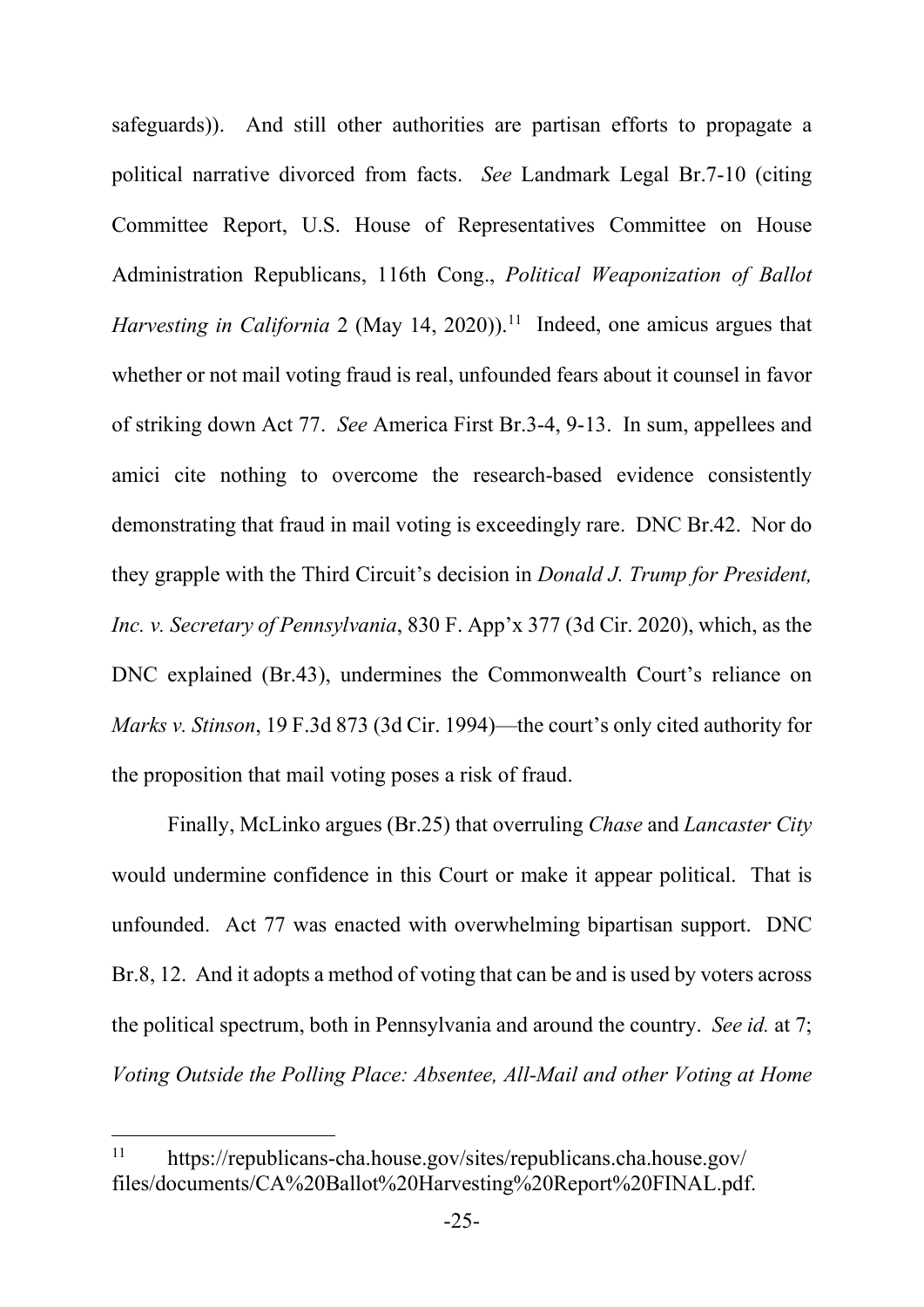safeguards)). And still other authorities are partisan efforts to propagate a political narrative divorced from facts. *See* Landmark Legal Br.7-10 (citing Committee Report, U.S. House of Representatives Committee on House Administration Republicans, 116th Cong., *Political Weaponization of Ballot Harvesting in California* 2 (May 14, 2020)).[11] Indeed, one amicus argues that whether or not mail voting fraud is real, unfounded fears about it counsel in favor of striking down Act 77. *See* America First Br.3-4, 9-13. In sum, appellees and amici cite nothing to overcome the research-based evidence consistently demonstrating that fraud in mail voting is exceedingly rare. DNC Br.42. Nor do they grapple with the Third Circuit's decision in *Donald J. Trump for President, Inc. v. Secretary of Pennsylvania*, 830 F. App'x 377 (3d Cir. 2020), which, as the DNC explained (Br.43), undermines the Commonwealth Court's reliance on *Marks v. Stinson*, 19 F.3d 873 (3d Cir. 1994)—the court's only cited authority for the proposition that mail voting poses a risk of fraud.

Finally, McLinko argues (Br.25) that overruling *Chase* and *Lancaster City* would undermine confidence in this Court or make it appear political. That is unfounded. Act 77 was enacted with overwhelming bipartisan support. DNC Br.8, 12. And it adopts a method of voting that can be and is used by voters across the political spectrum, both in Pennsylvania and around the country. *See id.* at 7; *Voting Outside the Polling Place: Absentee, All-Mail and other Voting at Home*

[11] https://republicans-cha.house.gov/sites/republicans.cha.house.gov/files/documents/CA%20Ballot%20Harvesting%20Report%20FINAL.pdf.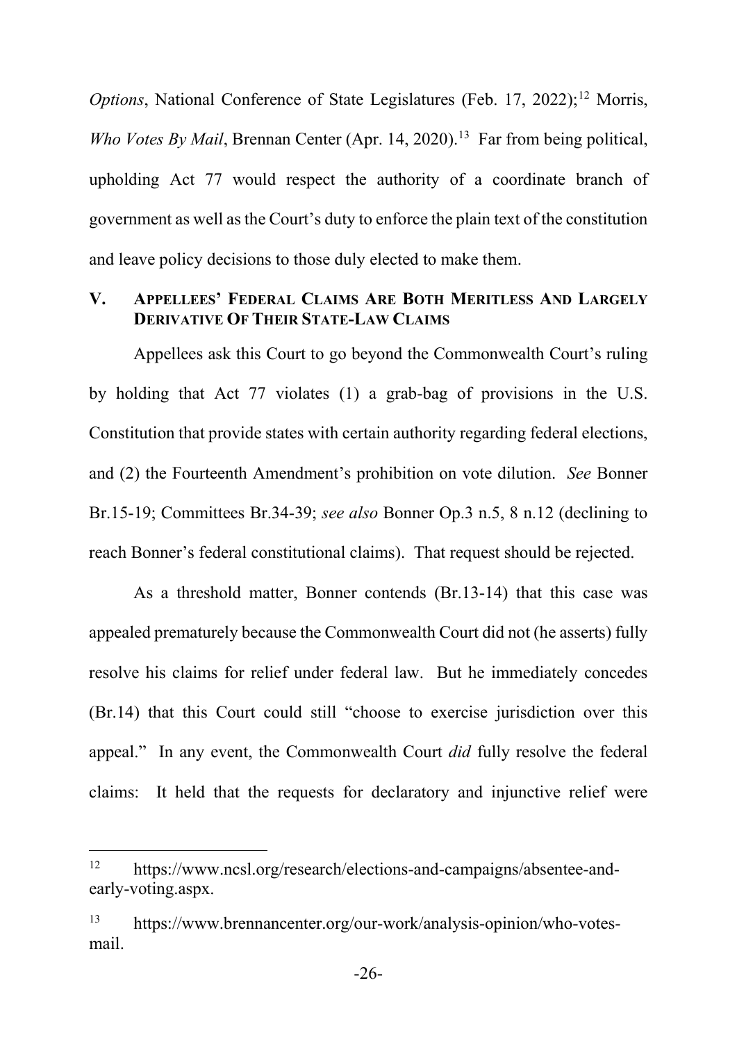*Options*, National Conference of State Legislatures (Feb. 17, 2022);[12] Morris, *Who Votes By Mail*, Brennan Center (Apr. 14, 2020).[13] Far from being political, upholding Act 77 would respect the authority of a coordinate branch of government as well as the Court's duty to enforce the plain text of the constitution and leave policy decisions to those duly elected to make them.

## V. APPELLEES' FEDERAL CLAIMS ARE BOTH MERITLESS AND LARGELY DERIVATIVE OF THEIR STATE-LAW CLAIMS

Appellees ask this Court to go beyond the Commonwealth Court's ruling by holding that Act 77 violates (1) a grab-bag of provisions in the U.S. Constitution that provide states with certain authority regarding federal elections, and (2) the Fourteenth Amendment's prohibition on vote dilution. *See* Bonner Br.15-19; Committees Br.34-39; *see also* Bonner Op.3 n.5, 8 n.12 (declining to reach Bonner's federal constitutional claims). That request should be rejected.

As a threshold matter, Bonner contends (Br.13-14) that this case was appealed prematurely because the Commonwealth Court did not (he asserts) fully resolve his claims for relief under federal law. But he immediately concedes (Br.14) that this Court could still "choose to exercise jurisdiction over this appeal." In any event, the Commonwealth Court *did* fully resolve the federal claims: It held that the requests for declaratory and injunctive relief were

---

[12] https://www.ncsl.org/research/elections-and-campaigns/absentee-and-early-voting.aspx.

[13] https://www.brennancenter.org/our-work/analysis-opinion/who-votes-mail.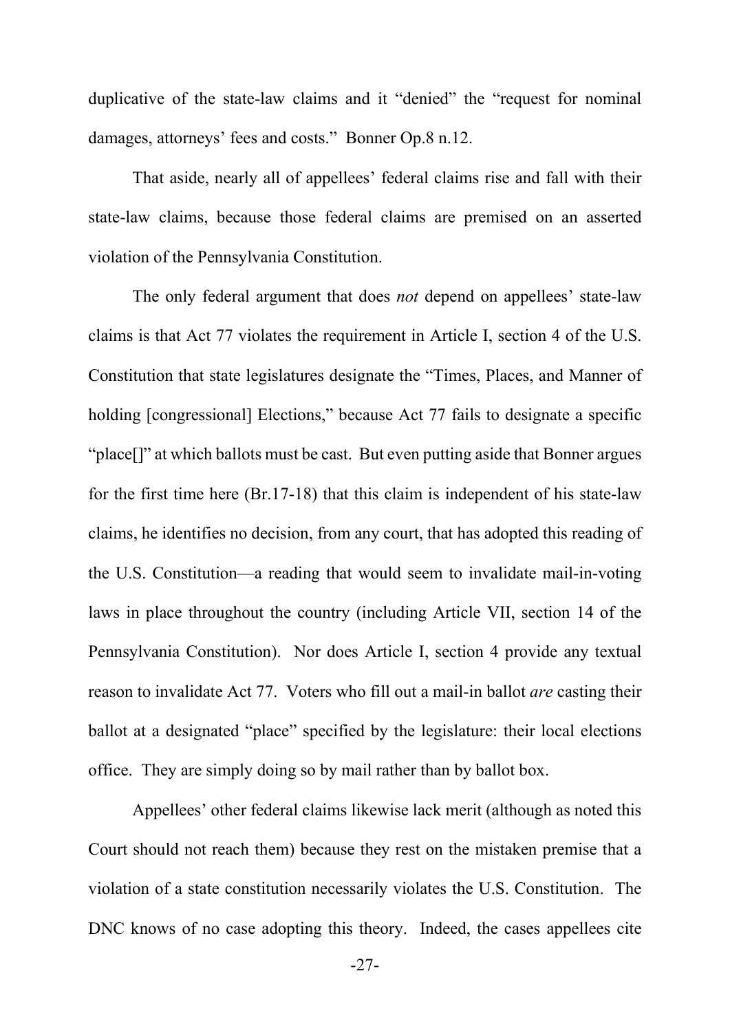duplicative of the state-law claims and it "denied" the "request for nominal damages, attorneys' fees and costs." Bonner Op.8 n.12.

That aside, nearly all of appellees' federal claims rise and fall with their state-law claims, because those federal claims are premised on an asserted violation of the Pennsylvania Constitution.

The only federal argument that does *not* depend on appellees' state-law claims is that Act 77 violates the requirement in Article I, section 4 of the U.S. Constitution that state legislatures designate the "Times, Places, and Manner of holding [congressional] Elections," because Act 77 fails to designate a specific "place[]" at which ballots must be cast. But even putting aside that Bonner argues for the first time here (Br.17-18) that this claim is independent of his state-law claims, he identifies no decision, from any court, that has adopted this reading of the U.S. Constitution—a reading that would seem to invalidate mail-in-voting laws in place throughout the country (including Article VII, section 14 of the Pennsylvania Constitution). Nor does Article I, section 4 provide any textual reason to invalidate Act 77. Voters who fill out a mail-in ballot *are* casting their ballot at a designated "place" specified by the legislature: their local elections office. They are simply doing so by mail rather than by ballot box.

Appellees' other federal claims likewise lack merit (although as noted this Court should not reach them) because they rest on the mistaken premise that a violation of a state constitution necessarily violates the U.S. Constitution. The DNC knows of no case adopting this theory. Indeed, the cases appellees cite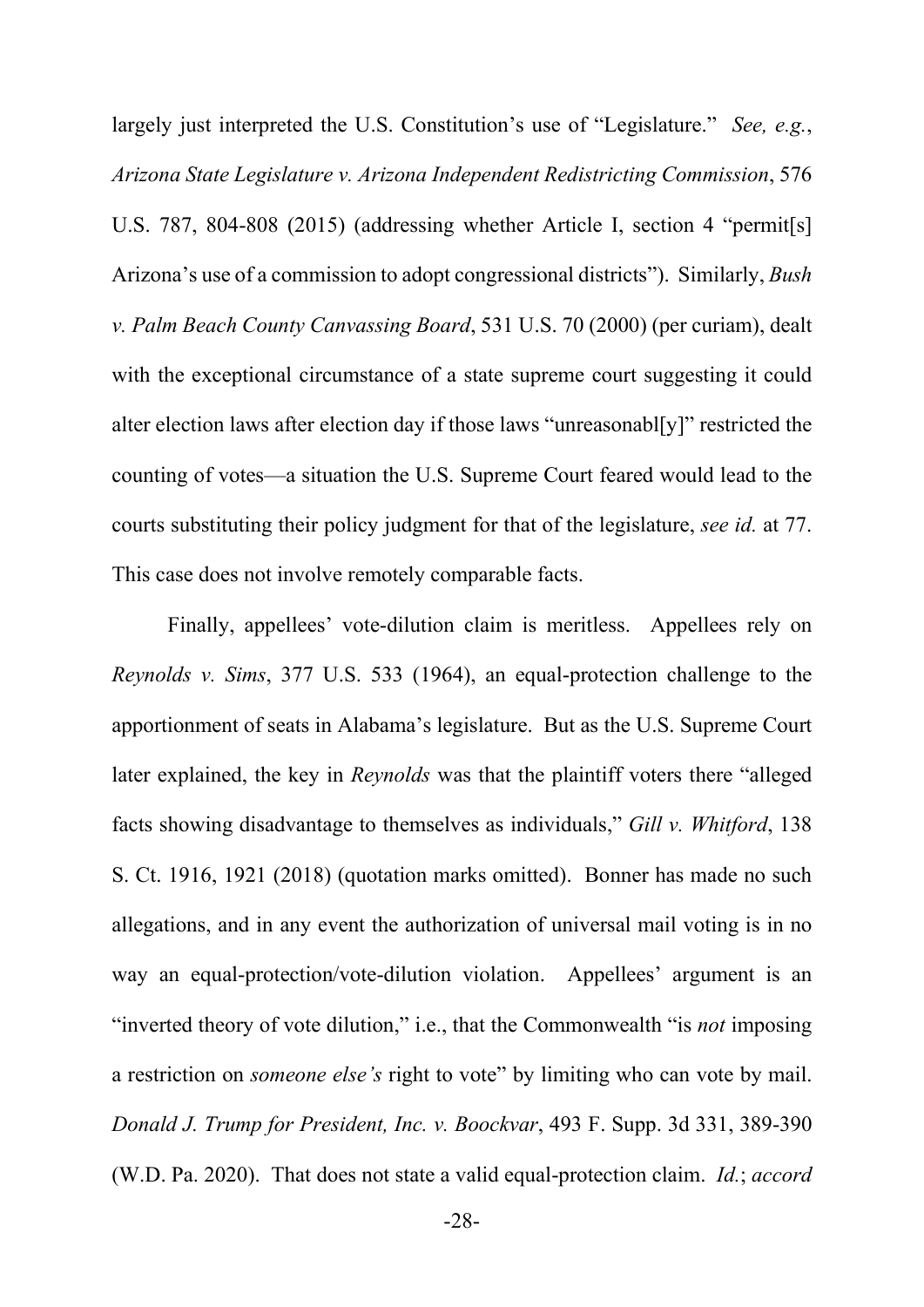largely just interpreted the U.S. Constitution's use of "Legislature." *See, e.g.*, *Arizona State Legislature v. Arizona Independent Redistricting Commission*, 576 U.S. 787, 804-808 (2015) (addressing whether Article I, section 4 "permit[s] Arizona's use of a commission to adopt congressional districts"). Similarly, *Bush v. Palm Beach County Canvassing Board*, 531 U.S. 70 (2000) (per curiam), dealt with the exceptional circumstance of a state supreme court suggesting it could alter election laws after election day if those laws "unreasonabl[y]" restricted the counting of votes—a situation the U.S. Supreme Court feared would lead to the courts substituting their policy judgment for that of the legislature, *see id.* at 77. This case does not involve remotely comparable facts.

Finally, appellees' vote-dilution claim is meritless. Appellees rely on *Reynolds v. Sims*, 377 U.S. 533 (1964), an equal-protection challenge to the apportionment of seats in Alabama's legislature. But as the U.S. Supreme Court later explained, the key in *Reynolds* was that the plaintiff voters there "alleged facts showing disadvantage to themselves as individuals," *Gill v. Whitford*, 138 S. Ct. 1916, 1921 (2018) (quotation marks omitted). Bonner has made no such allegations, and in any event the authorization of universal mail voting is in no way an equal-protection/vote-dilution violation. Appellees' argument is an "inverted theory of vote dilution," i.e., that the Commonwealth "is *not* imposing a restriction on *someone else's* right to vote" by limiting who can vote by mail. *Donald J. Trump for President, Inc. v. Boockvar*, 493 F. Supp. 3d 331, 389-390 (W.D. Pa. 2020). That does not state a valid equal-protection claim. *Id.*; *accord*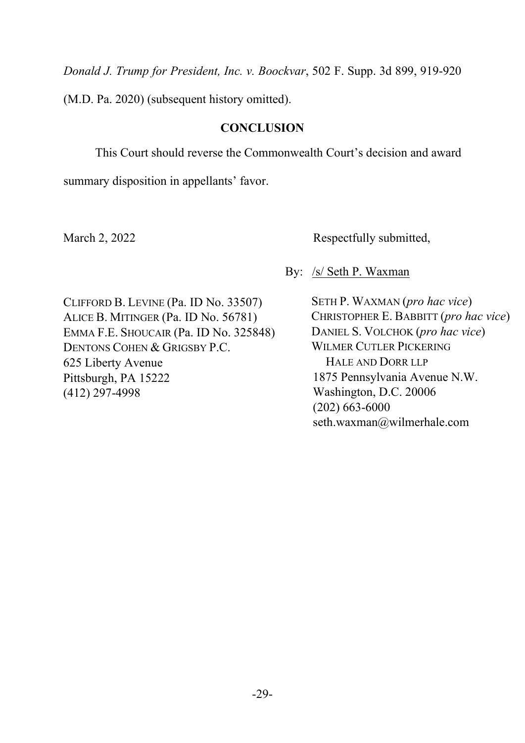*Donald J. Trump for President, Inc. v. Boockvar*, 502 F. Supp. 3d 899, 919-920 (M.D. Pa. 2020) (subsequent history omitted).

## CONCLUSION

This Court should reverse the Commonwealth Court's decision and award summary disposition in appellants' favor.

March 2, 2022

Respectfully submitted,

By: /s/ Seth P. Waxman

SETH P. WAXMAN (*pro hac vice*)
CHRISTOPHER E. BABBITT (*pro hac vice*)
DANIEL S. VOLCHOK (*pro hac vice*)
WILMER CUTLER PICKERING HALE AND DORR LLP
1875 Pennsylvania Avenue N.W.
Washington, D.C. 20006
(202) 663-6000
seth.waxman@wilmerhale.com

CLIFFORD B. LEVINE (Pa. ID No. 33507)
ALICE B. MITINGER (Pa. ID No. 56781)
EMMA F.E. SHOUCAIR (Pa. ID No. 325848)
DENTONS COHEN & GRIGSBY P.C.
625 Liberty Avenue
Pittsburgh, PA 15222
(412) 297-4998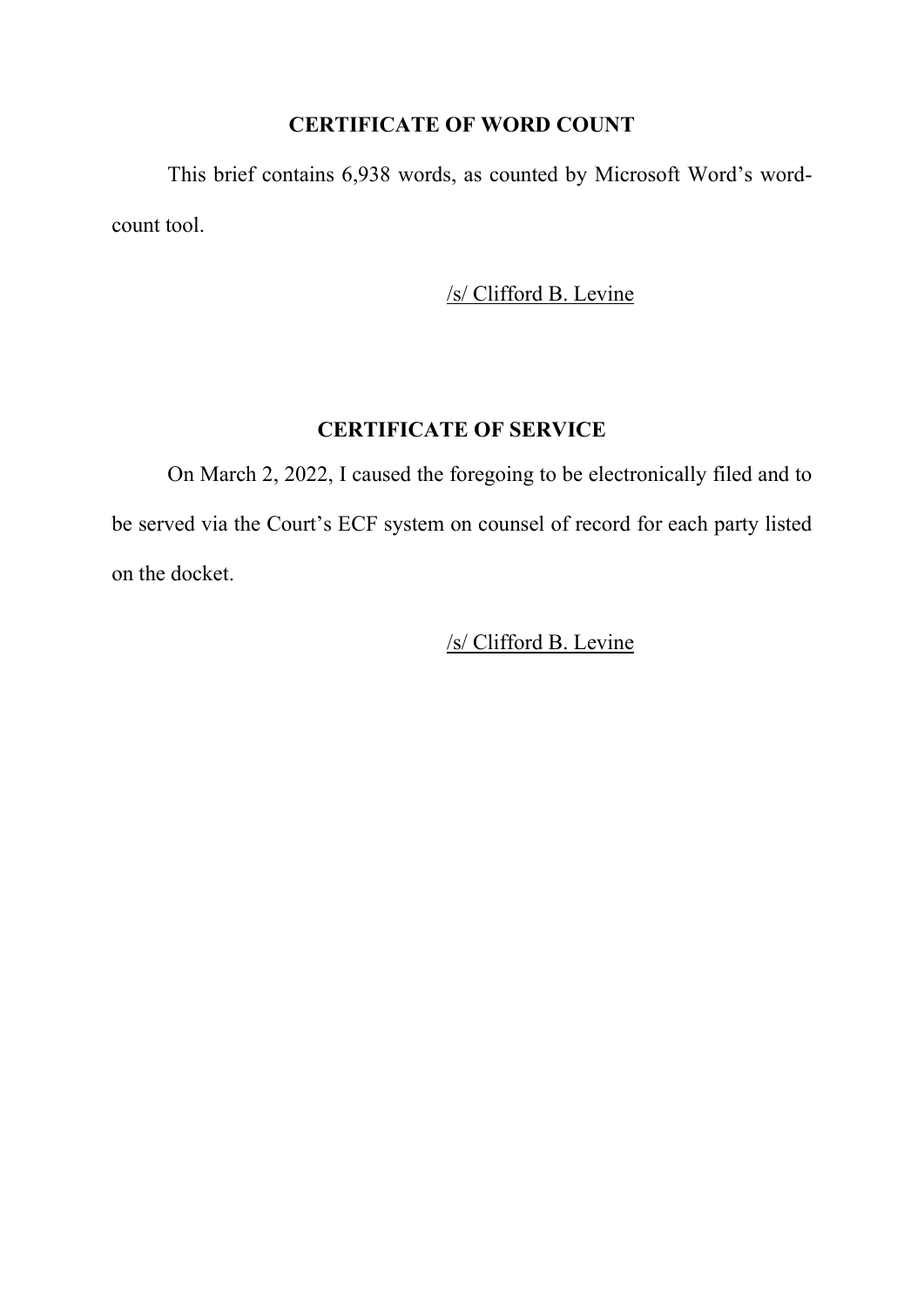## CERTIFICATE OF WORD COUNT

This brief contains 6,938 words, as counted by Microsoft Word's word-count tool.

/s/ Clifford B. Levine

## CERTIFICATE OF SERVICE

On March 2, 2022, I caused the foregoing to be electronically filed and to be served via the Court's ECF system on counsel of record for each party listed on the docket.

/s/ Clifford B. Levine